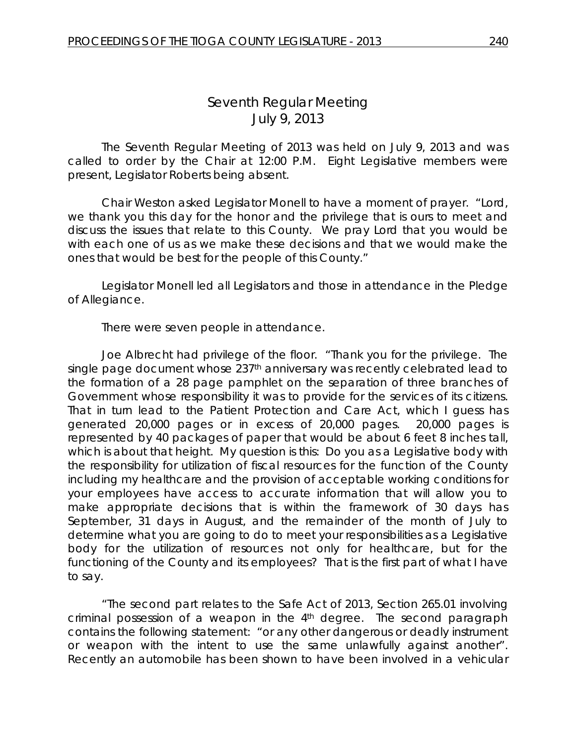# Seventh Regular Meeting
## July 9, 2013

The Seventh Regular Meeting of 2013 was held on July 9, 2013 and was called to order by the Chair at 12:00 P.M. Eight Legislative members were present, Legislator Roberts being absent.

Chair Weston asked Legislator Monell to have a moment of prayer. "Lord, we thank you this day for the honor and the privilege that is ours to meet and discuss the issues that relate to this County. We pray Lord that you would be with each one of us as we make these decisions and that we would make the ones that would be best for the people of this County."

Legislator Monell led all Legislators and those in attendance in the Pledge of Allegiance.

There were seven people in attendance.

Joe Albrecht had privilege of the floor. "Thank you for the privilege. The single page document whose 237th anniversary was recently celebrated lead to the formation of a 28 page pamphlet on the separation of three branches of Government whose responsibility it was to provide for the services of its citizens. That in turn lead to the Patient Protection and Care Act, which I guess has generated 20,000 pages or in excess of 20,000 pages. 20,000 pages is represented by 40 packages of paper that would be about 6 feet 8 inches tall, which is about that height. My question is this: Do you as a Legislative body with the responsibility for utilization of fiscal resources for the function of the County including my healthcare and the provision of acceptable working conditions for your employees have access to accurate information that will allow you to make appropriate decisions that is within the framework of 30 days has September, 31 days in August, and the remainder of the month of July to determine what you are going to do to meet your responsibilities as a Legislative body for the utilization of resources not only for healthcare, but for the functioning of the County and its employees? That is the first part of what I have to say.

"The second part relates to the Safe Act of 2013, Section 265.01 involving criminal possession of a weapon in the 4th degree. The second paragraph contains the following statement: "or any other dangerous or deadly instrument or weapon with the intent to use the same unlawfully against another". Recently an automobile has been shown to have been involved in a vehicular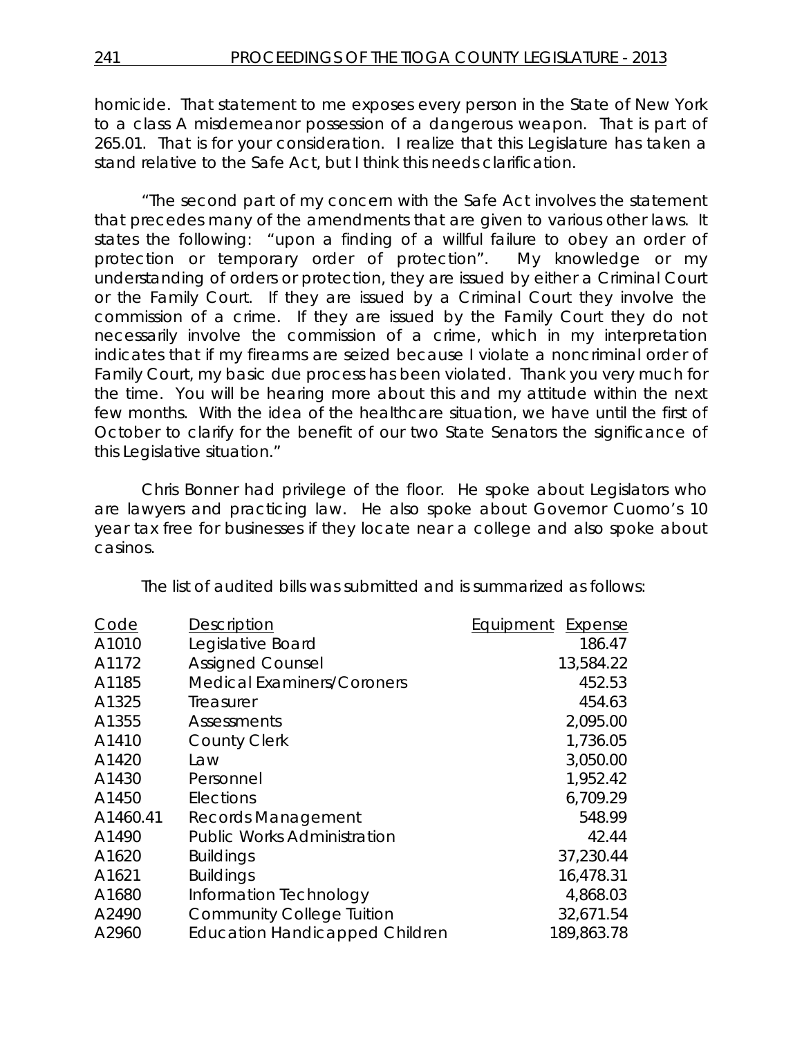homicide. That statement to me exposes every person in the State of New York to a class A misdemeanor possession of a dangerous weapon. That is part of 265.01. That is for your consideration. I realize that this Legislature has taken a stand relative to the Safe Act, but I think this needs clarification.

"The second part of my concern with the Safe Act involves the statement that precedes many of the amendments that are given to various other laws. It states the following: "upon a finding of a willful failure to obey an order of protection or temporary order of protection". My knowledge or my understanding of orders or protection, they are issued by either a Criminal Court or the Family Court. If they are issued by a Criminal Court they involve the commission of a crime. If they are issued by the Family Court they do not necessarily involve the commission of a crime, which in my interpretation indicates that if my firearms are seized because I violate a noncriminal order of Family Court, my basic due process has been violated. Thank you very much for the time. You will be hearing more about this and my attitude within the next few months. With the idea of the healthcare situation, we have until the first of October to clarify for the benefit of our two State Senators the significance of this Legislative situation."

Chris Bonner had privilege of the floor. He spoke about Legislators who are lawyers and practicing law. He also spoke about Governor Cuomo's 10 year tax free for businesses if they locate near a college and also spoke about casinos.

The list of audited bills was submitted and is summarized as follows:

| Code | Description | Equipment | Expense |
|---|---|---|---|
| A1010 | Legislative Board | | 186.47 |
| A1172 | Assigned Counsel | | 13,584.22 |
| A1185 | Medical Examiners/Coroners | | 452.53 |
| A1325 | Treasurer | | 454.63 |
| A1355 | Assessments | | 2,095.00 |
| A1410 | County Clerk | | 1,736.05 |
| A1420 | Law | | 3,050.00 |
| A1430 | Personnel | | 1,952.42 |
| A1450 | Elections | | 6,709.29 |
| A1460.41 | Records Management | | 548.99 |
| A1490 | Public Works Administration | | 42.44 |
| A1620 | Buildings | | 37,230.44 |
| A1621 | Buildings | | 16,478.31 |
| A1680 | Information Technology | | 4,868.03 |
| A2490 | Community College Tuition | | 32,671.54 |
| A2960 | Education Handicapped Children | | 189,863.78 |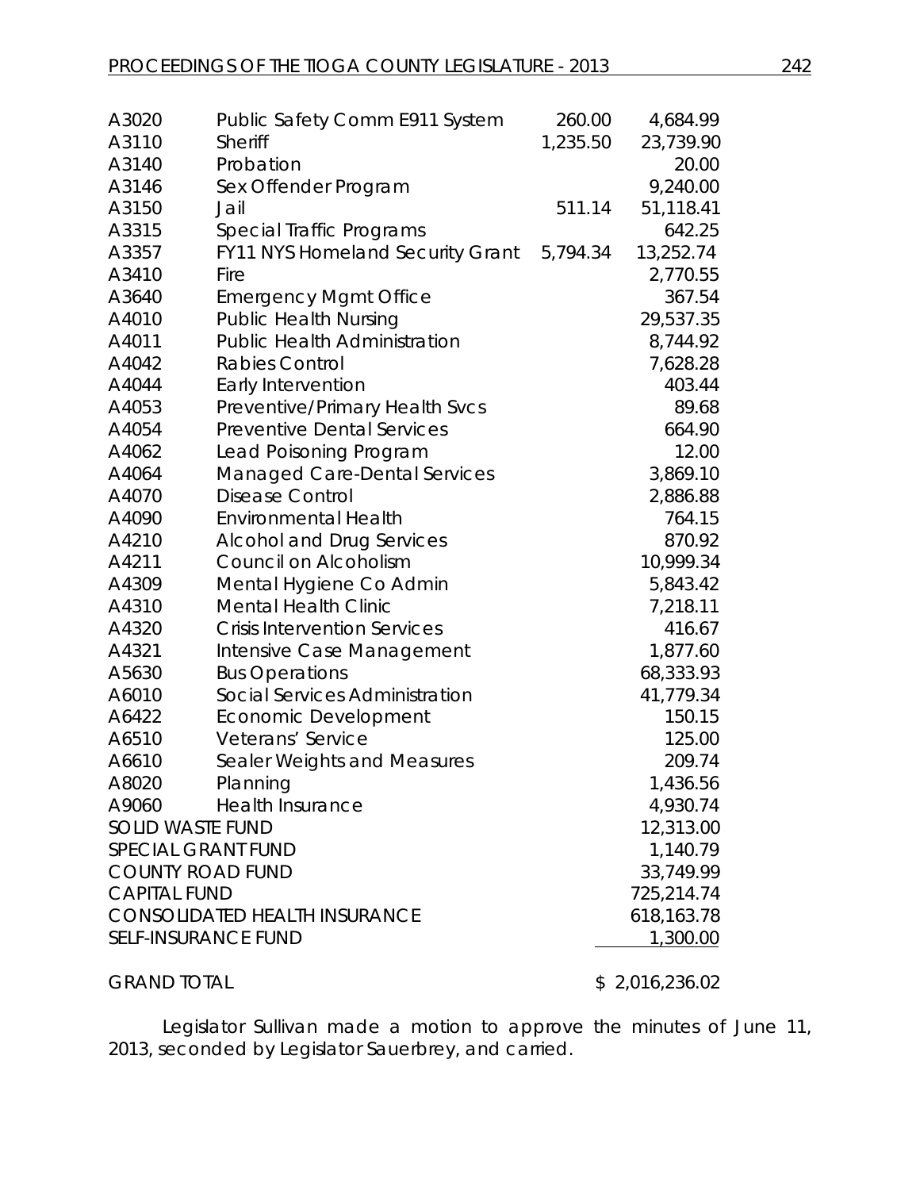| | | | |
|---|---|---|---|
| A3020 | Public Safety Comm E911 System | 260.00 | 4,684.99 |
| A3110 | Sheriff | 1,235.50 | 23,739.90 |
| A3140 | Probation | | 20.00 |
| A3146 | Sex Offender Program | | 9,240.00 |
| A3150 | Jail | 511.14 | 51,118.41 |
| A3315 | Special Traffic Programs | | 642.25 |
| A3357 | FY11 NYS Homeland Security Grant | 5,794.34 | 13,252.74 |
| A3410 | Fire | | 2,770.55 |
| A3640 | Emergency Mgmt Office | | 367.54 |
| A4010 | Public Health Nursing | | 29,537.35 |
| A4011 | Public Health Administration | | 8,744.92 |
| A4042 | Rabies Control | | 7,628.28 |
| A4044 | Early Intervention | | 403.44 |
| A4053 | Preventive/Primary Health Svcs | | 89.68 |
| A4054 | Preventive Dental Services | | 664.90 |
| A4062 | Lead Poisoning Program | | 12.00 |
| A4064 | Managed Care-Dental Services | | 3,869.10 |
| A4070 | Disease Control | | 2,886.88 |
| A4090 | Environmental Health | | 764.15 |
| A4210 | Alcohol and Drug Services | | 870.92 |
| A4211 | Council on Alcoholism | | 10,999.34 |
| A4309 | Mental Hygiene Co Admin | | 5,843.42 |
| A4310 | Mental Health Clinic | | 7,218.11 |
| A4320 | Crisis Intervention Services | | 416.67 |
| A4321 | Intensive Case Management | | 1,877.60 |
| A5630 | Bus Operations | | 68,333.93 |
| A6010 | Social Services Administration | | 41,779.34 |
| A6422 | Economic Development | | 150.15 |
| A6510 | Veterans' Service | | 125.00 |
| A6610 | Sealer Weights and Measures | | 209.74 |
| A8020 | Planning | | 1,436.56 |
| A9060 | Health Insurance | | 4,930.74 |
| SOLID WASTE FUND | | | 12,313.00 |
| SPECIAL GRANT FUND | | | 1,140.79 |
| COUNTY ROAD FUND | | | 33,749.99 |
| CAPITAL FUND | | | 725,214.74 |
| CONSOLIDATED HEALTH INSURANCE | | | 618,163.78 |
| SELF-INSURANCE FUND | | | 1,300.00 |
| GRAND TOTAL | | | $ 2,016,236.02 |

Legislator Sullivan made a motion to approve the minutes of June 11, 2013, seconded by Legislator Sauerbrey, and carried.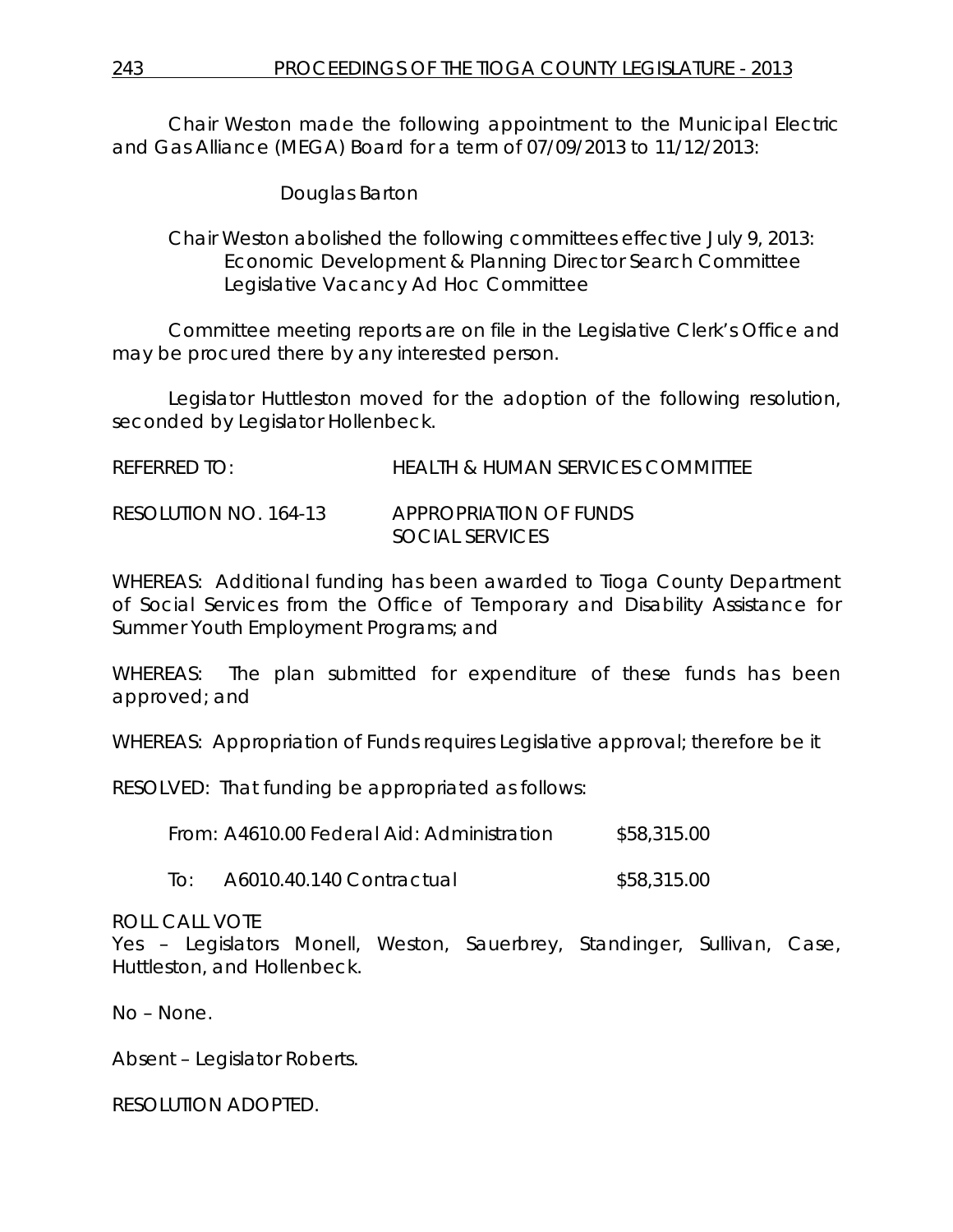Chair Weston made the following appointment to the Municipal Electric and Gas Alliance (MEGA) Board for a term of 07/09/2013 to 11/12/2013:

Douglas Barton

Chair Weston abolished the following committees effective July 9, 2013:
Economic Development & Planning Director Search Committee
Legislative Vacancy Ad Hoc Committee

Committee meeting reports are on file in the Legislative Clerk's Office and may be procured there by any interested person.

Legislator Huttleston moved for the adoption of the following resolution, seconded by Legislator Hollenbeck.

REFERRED TO: HEALTH & HUMAN SERVICES COMMITTEE

RESOLUTION NO. 164-13 APPROPRIATION OF FUNDS
SOCIAL SERVICES

WHEREAS: Additional funding has been awarded to Tioga County Department of Social Services from the Office of Temporary and Disability Assistance for Summer Youth Employment Programs; and

WHEREAS: The plan submitted for expenditure of these funds has been approved; and

WHEREAS: Appropriation of Funds requires Legislative approval; therefore be it

RESOLVED: That funding be appropriated as follows:

From: A4610.00 Federal Aid: Administration $58,315.00

To: A6010.40.140 Contractual $58,315.00

ROLL CALL VOTE
Yes – Legislators Monell, Weston, Sauerbrey, Standinger, Sullivan, Case, Huttleston, and Hollenbeck.

No – None.

Absent – Legislator Roberts.

RESOLUTION ADOPTED.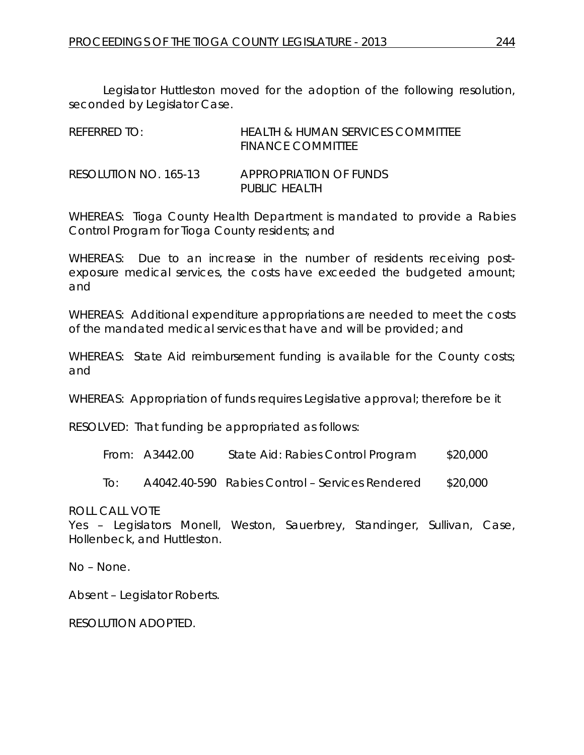Legislator Huttleston moved for the adoption of the following resolution, seconded by Legislator Case.

| | |
|---|---|
| REFERRED TO: | HEALTH & HUMAN SERVICES COMMITTEE<br>FINANCE COMMITTEE |
| RESOLUTION NO. 165-13 | APPROPRIATION OF FUNDS<br>PUBLIC HEALTH |

WHEREAS: Tioga County Health Department is mandated to provide a Rabies Control Program for Tioga County residents; and

WHEREAS: Due to an increase in the number of residents receiving post-exposure medical services, the costs have exceeded the budgeted amount; and

WHEREAS: Additional expenditure appropriations are needed to meet the costs of the mandated medical services that have and will be provided; and

WHEREAS: State Aid reimbursement funding is available for the County costs; and

WHEREAS: Appropriation of funds requires Legislative approval; therefore be it

RESOLVED: That funding be appropriated as follows:

| | | | |
|---|---|---|---|
| From: | A3442.00 | State Aid: Rabies Control Program | $20,000 |
| To: | A4042.40-590 | Rabies Control – Services Rendered | $20,000 |

ROLL CALL VOTE

Yes – Legislators Monell, Weston, Sauerbrey, Standinger, Sullivan, Case, Hollenbeck, and Huttleston.

No – None.

Absent – Legislator Roberts.

RESOLUTION ADOPTED.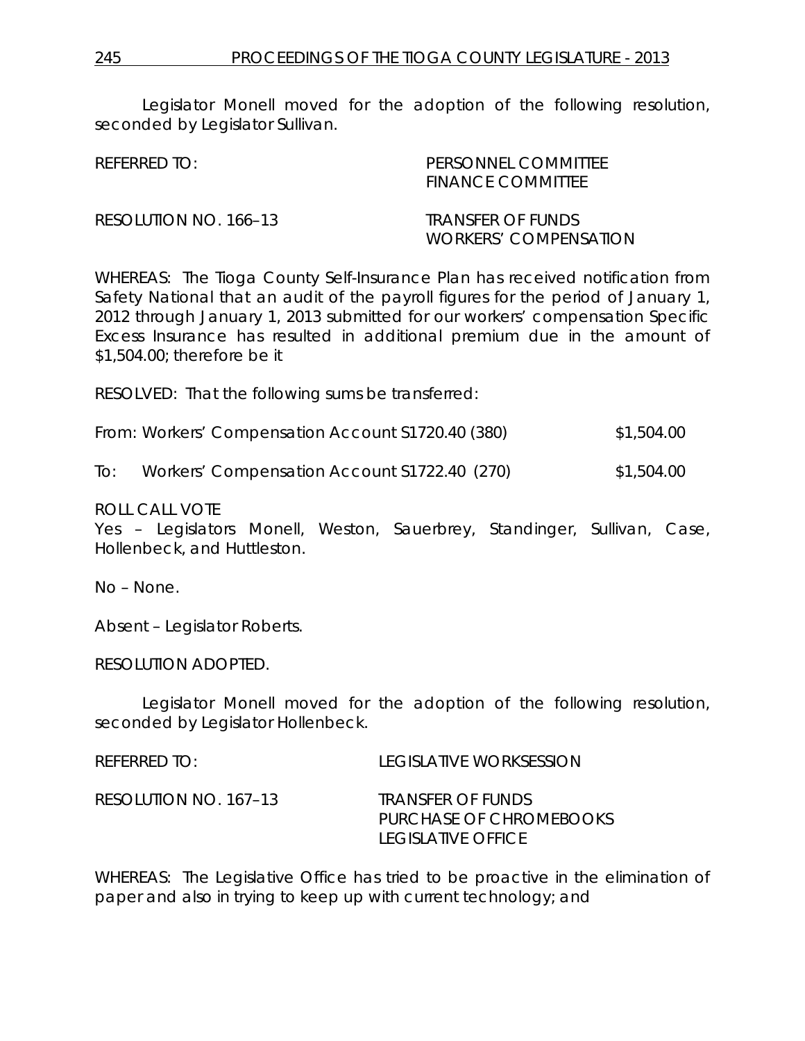Legislator Monell moved for the adoption of the following resolution, seconded by Legislator Sullivan.

REFERRED TO: PERSONNEL COMMITTEE
FINANCE COMMITTEE

RESOLUTION NO. 166–13 TRANSFER OF FUNDS
WORKERS' COMPENSATION

WHEREAS: The Tioga County Self-Insurance Plan has received notification from Safety National that an audit of the payroll figures for the period of January 1, 2012 through January 1, 2013 submitted for our workers' compensation Specific Excess Insurance has resulted in additional premium due in the amount of $1,504.00; therefore be it

RESOLVED: That the following sums be transferred:

From: Workers' Compensation Account S1720.40 (380) $1,504.00

To: Workers' Compensation Account S1722.40 (270) $1,504.00

ROLL CALL VOTE
Yes – Legislators Monell, Weston, Sauerbrey, Standinger, Sullivan, Case, Hollenbeck, and Huttleston.

No – None.

Absent – Legislator Roberts.

RESOLUTION ADOPTED.

Legislator Monell moved for the adoption of the following resolution, seconded by Legislator Hollenbeck.

REFERRED TO: LEGISLATIVE WORKSESSION

RESOLUTION NO. 167–13 TRANSFER OF FUNDS
PURCHASE OF CHROMEBOOKS
LEGISLATIVE OFFICE

WHEREAS: The Legislative Office has tried to be proactive in the elimination of paper and also in trying to keep up with current technology; and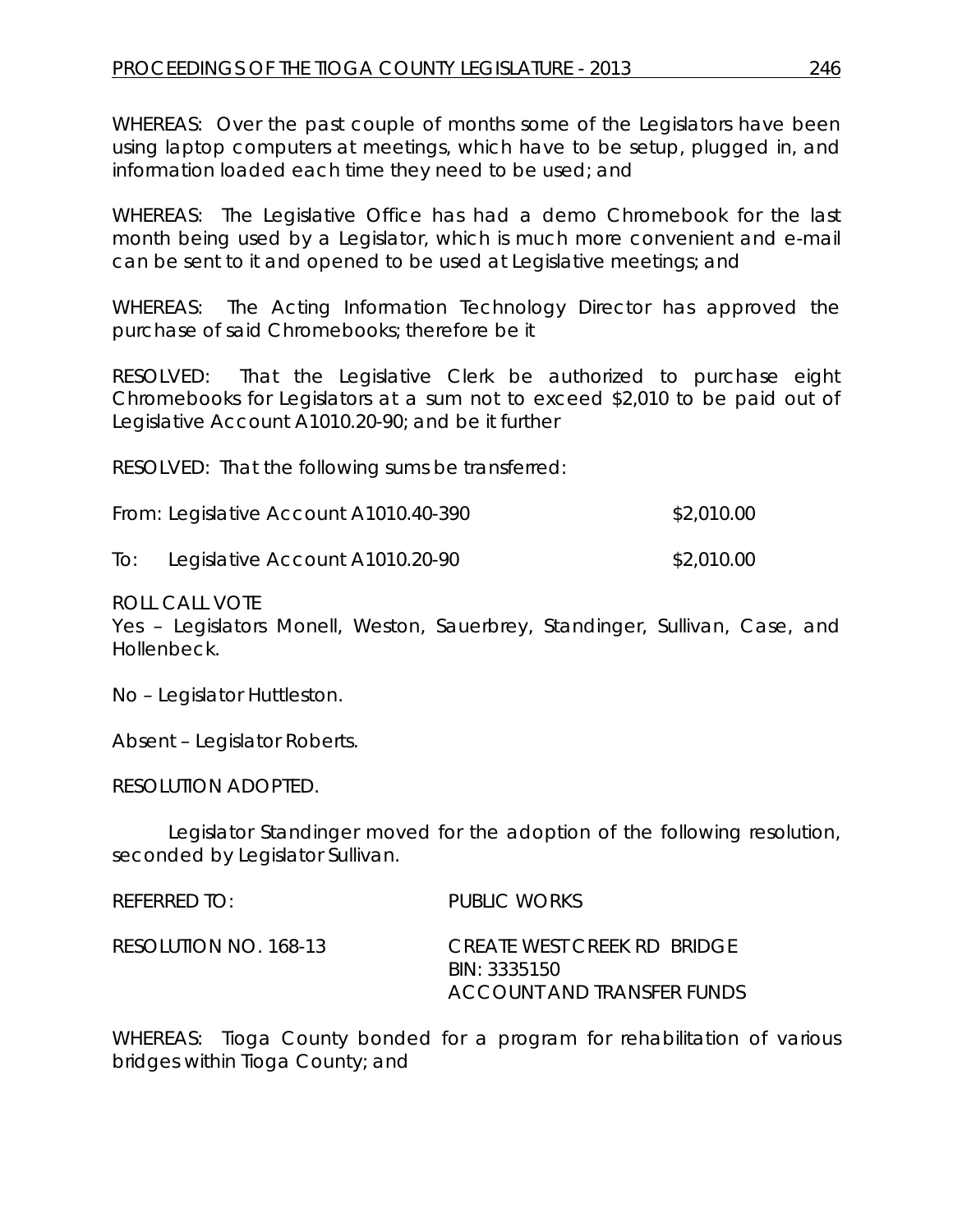WHEREAS: Over the past couple of months some of the Legislators have been using laptop computers at meetings, which have to be setup, plugged in, and information loaded each time they need to be used; and

WHEREAS: The Legislative Office has had a demo Chromebook for the last month being used by a Legislator, which is much more convenient and e-mail can be sent to it and opened to be used at Legislative meetings; and

WHEREAS: The Acting Information Technology Director has approved the purchase of said Chromebooks; therefore be it

RESOLVED: That the Legislative Clerk be authorized to purchase eight Chromebooks for Legislators at a sum not to exceed $2,010 to be paid out of Legislative Account A1010.20-90; and be it further

RESOLVED: That the following sums be transferred:

From: Legislative Account A1010.40-390 $2,010.00

To: Legislative Account A1010.20-90 $2,010.00

ROLL CALL VOTE
Yes – Legislators Monell, Weston, Sauerbrey, Standinger, Sullivan, Case, and Hollenbeck.

No – Legislator Huttleston.

Absent – Legislator Roberts.

RESOLUTION ADOPTED.

Legislator Standinger moved for the adoption of the following resolution, seconded by Legislator Sullivan.

REFERRED TO: PUBLIC WORKS

RESOLUTION NO. 168-13 CREATE WEST CREEK RD BRIDGE
BIN: 3335150
ACCOUNT AND TRANSFER FUNDS

WHEREAS: Tioga County bonded for a program for rehabilitation of various bridges within Tioga County; and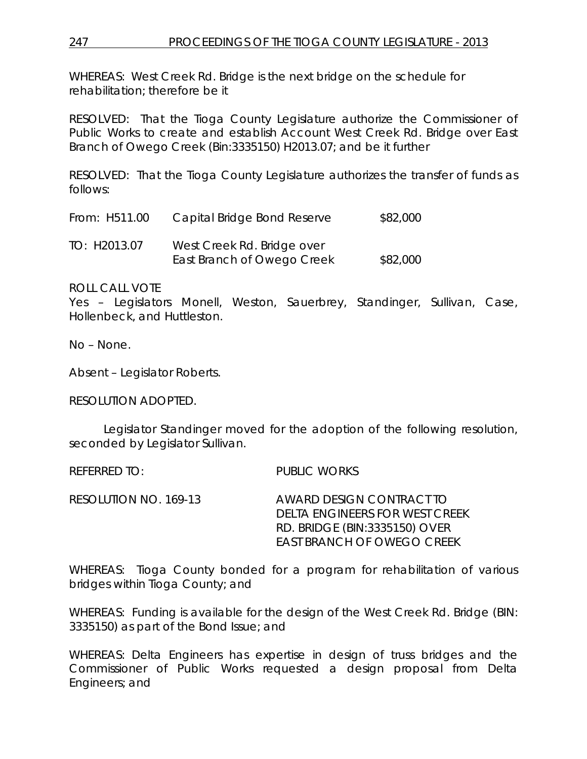WHEREAS: West Creek Rd. Bridge is the next bridge on the schedule for rehabilitation; therefore be it

RESOLVED: That the Tioga County Legislature authorize the Commissioner of Public Works to create and establish Account West Creek Rd. Bridge over East Branch of Owego Creek (Bin:3335150) H2013.07; and be it further

RESOLVED: That the Tioga County Legislature authorizes the transfer of funds as follows:

| | | |
|---|---|---|
| From: H511.00 | Capital Bridge Bond Reserve | $82,000 |
| TO: H2013.07 | West Creek Rd. Bridge over East Branch of Owego Creek | $82,000 |

ROLL CALL VOTE
Yes – Legislators Monell, Weston, Sauerbrey, Standinger, Sullivan, Case, Hollenbeck, and Huttleston.

No – None.

Absent – Legislator Roberts.

RESOLUTION ADOPTED.

Legislator Standinger moved for the adoption of the following resolution, seconded by Legislator Sullivan.

REFERRED TO: PUBLIC WORKS

RESOLUTION NO. 169-13 AWARD DESIGN CONTRACT TO DELTA ENGINEERS FOR WEST CREEK RD. BRIDGE (BIN:3335150) OVER EAST BRANCH OF OWEGO CREEK

WHEREAS: Tioga County bonded for a program for rehabilitation of various bridges within Tioga County; and

WHEREAS: Funding is available for the design of the West Creek Rd. Bridge (BIN: 3335150) as part of the Bond Issue; and

WHEREAS: Delta Engineers has expertise in design of truss bridges and the Commissioner of Public Works requested a design proposal from Delta Engineers; and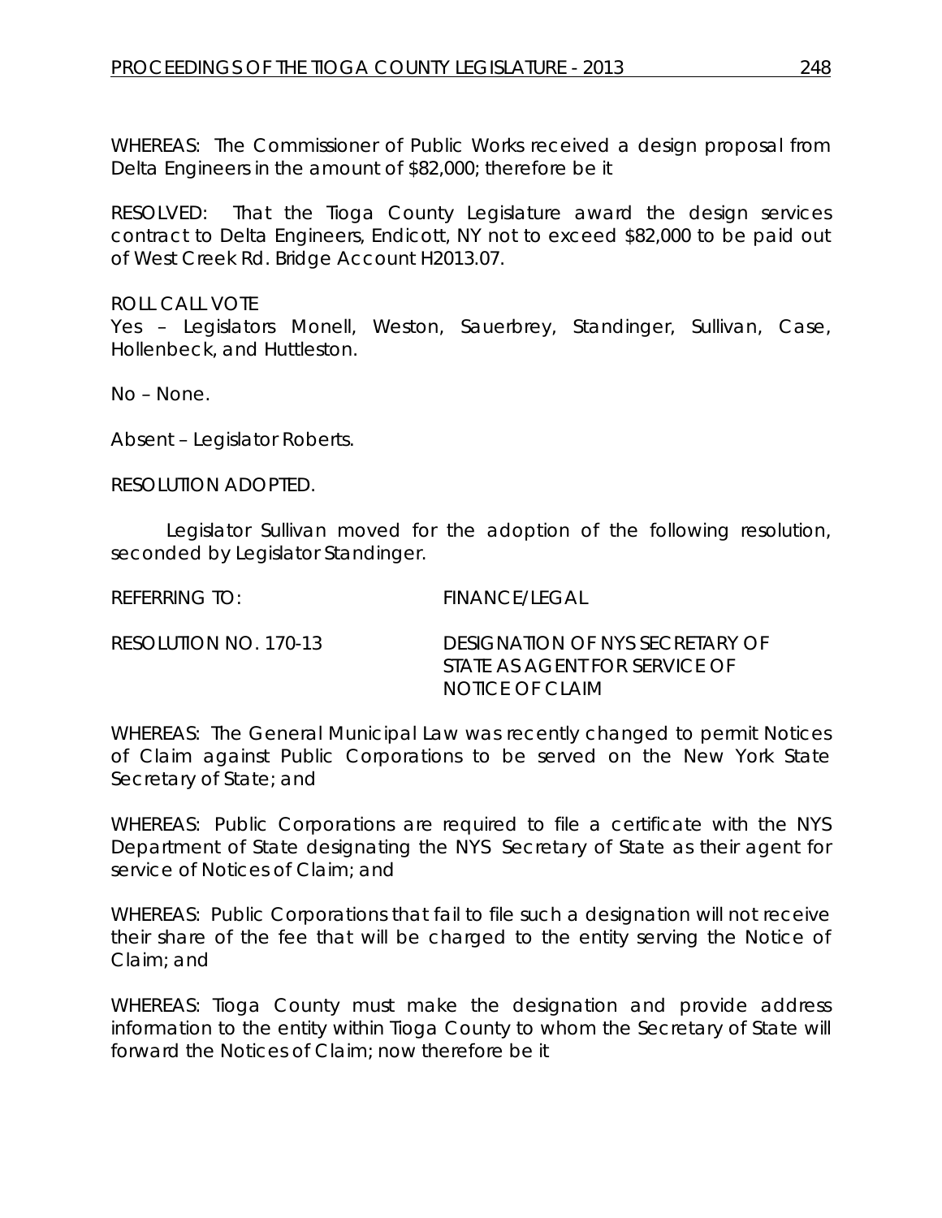WHEREAS: The Commissioner of Public Works received a design proposal from Delta Engineers in the amount of $82,000; therefore be it

RESOLVED: That the Tioga County Legislature award the design services contract to Delta Engineers, Endicott, NY not to exceed $82,000 to be paid out of West Creek Rd. Bridge Account H2013.07.

ROLL CALL VOTE
Yes – Legislators Monell, Weston, Sauerbrey, Standinger, Sullivan, Case, Hollenbeck, and Huttleston.

No – None.

Absent – Legislator Roberts.

RESOLUTION ADOPTED.

Legislator Sullivan moved for the adoption of the following resolution, seconded by Legislator Standinger.

REFERRING TO: FINANCE/LEGAL

RESOLUTION NO. 170-13 DESIGNATION OF NYS SECRETARY OF STATE AS AGENT FOR SERVICE OF NOTICE OF CLAIM

WHEREAS: The General Municipal Law was recently changed to permit Notices of Claim against Public Corporations to be served on the New York State Secretary of State; and

WHEREAS: Public Corporations are required to file a certificate with the NYS Department of State designating the NYS Secretary of State as their agent for service of Notices of Claim; and

WHEREAS: Public Corporations that fail to file such a designation will not receive their share of the fee that will be charged to the entity serving the Notice of Claim; and

WHEREAS: Tioga County must make the designation and provide address information to the entity within Tioga County to whom the Secretary of State will forward the Notices of Claim; now therefore be it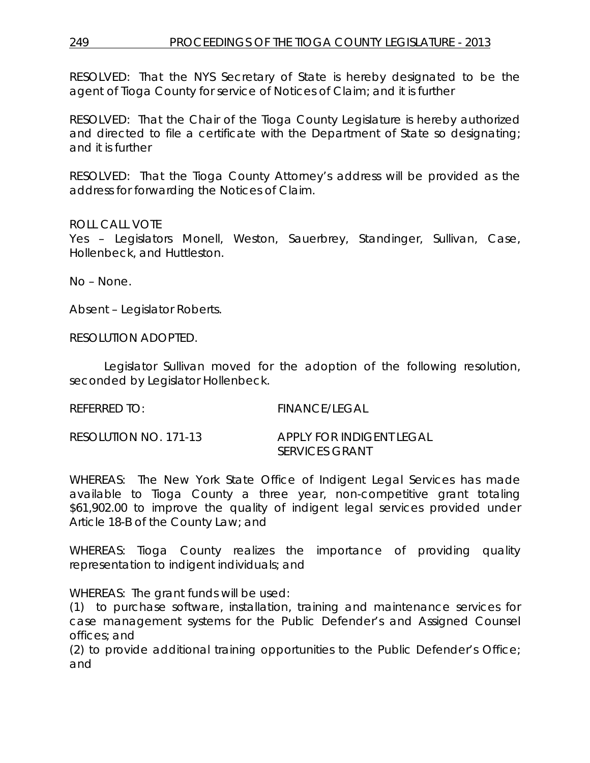RESOLVED: That the NYS Secretary of State is hereby designated to be the agent of Tioga County for service of Notices of Claim; and it is further

RESOLVED: That the Chair of the Tioga County Legislature is hereby authorized and directed to file a certificate with the Department of State so designating; and it is further

RESOLVED: That the Tioga County Attorney's address will be provided as the address for forwarding the Notices of Claim.

ROLL CALL VOTE
Yes – Legislators Monell, Weston, Sauerbrey, Standinger, Sullivan, Case, Hollenbeck, and Huttleston.

No – None.

Absent – Legislator Roberts.

RESOLUTION ADOPTED.

Legislator Sullivan moved for the adoption of the following resolution, seconded by Legislator Hollenbeck.

REFERRED TO: FINANCE/LEGAL

RESOLUTION NO. 171-13 APPLY FOR INDIGENT LEGAL SERVICES GRANT

WHEREAS: The New York State Office of Indigent Legal Services has made available to Tioga County a three year, non-competitive grant totaling $61,902.00 to improve the quality of indigent legal services provided under Article 18-B of the County Law; and

WHEREAS: Tioga County realizes the importance of providing quality representation to indigent individuals; and

WHEREAS: The grant funds will be used:
(1) to purchase software, installation, training and maintenance services for case management systems for the Public Defender's and Assigned Counsel offices; and
(2) to provide additional training opportunities to the Public Defender's Office; and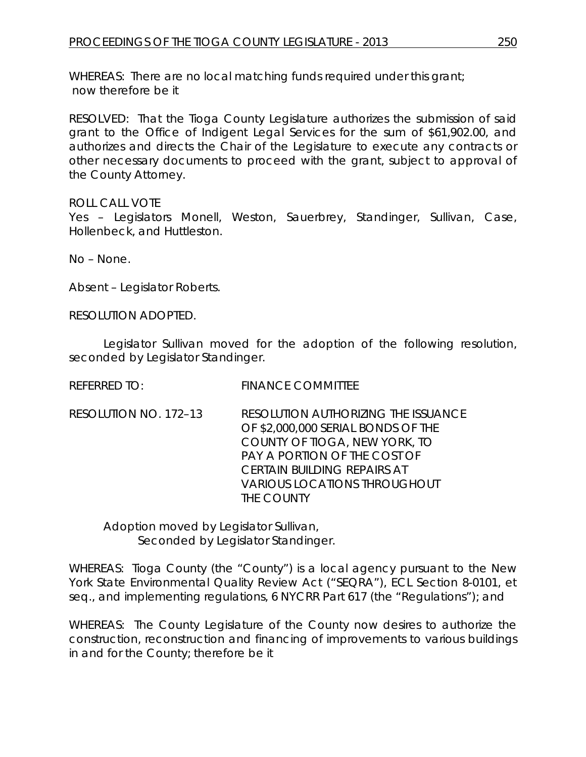WHEREAS: There are no local matching funds required under this grant; now therefore be it

RESOLVED: That the Tioga County Legislature authorizes the submission of said grant to the Office of Indigent Legal Services for the sum of $61,902.00, and authorizes and directs the Chair of the Legislature to execute any contracts or other necessary documents to proceed with the grant, subject to approval of the County Attorney.

ROLL CALL VOTE
Yes – Legislators Monell, Weston, Sauerbrey, Standinger, Sullivan, Case, Hollenbeck, and Huttleston.

No – None.

Absent – Legislator Roberts.

RESOLUTION ADOPTED.

Legislator Sullivan moved for the adoption of the following resolution, seconded by Legislator Standinger.

REFERRED TO: FINANCE COMMITTEE

RESOLUTION NO. 172–13 RESOLUTION AUTHORIZING THE ISSUANCE OF $2,000,000 SERIAL BONDS OF THE COUNTY OF TIOGA, NEW YORK, TO PAY A PORTION OF THE COST OF CERTAIN BUILDING REPAIRS AT VARIOUS LOCATIONS THROUGHOUT THE COUNTY

Adoption moved by Legislator Sullivan,
Seconded by Legislator Standinger.

WHEREAS: Tioga County (the "County") is a local agency pursuant to the New York State Environmental Quality Review Act ("SEQRA"), ECL Section 8-0101, et seq., and implementing regulations, 6 NYCRR Part 617 (the "Regulations"); and

WHEREAS: The County Legislature of the County now desires to authorize the construction, reconstruction and financing of improvements to various buildings in and for the County; therefore be it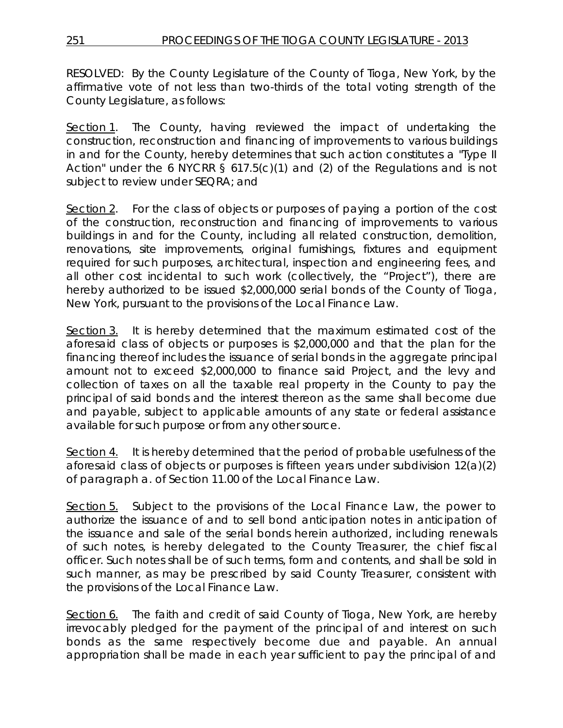RESOLVED: By the County Legislature of the County of Tioga, New York, by the affirmative vote of not less than two-thirds of the total voting strength of the County Legislature, as follows:

Section 1. The County, having reviewed the impact of undertaking the construction, reconstruction and financing of improvements to various buildings in and for the County, hereby determines that such action constitutes a "Type II Action" under the 6 NYCRR § 617.5(c)(1) and (2) of the Regulations and is not subject to review under SEQRA; and

Section 2. For the class of objects or purposes of paying a portion of the cost of the construction, reconstruction and financing of improvements to various buildings in and for the County, including all related construction, demolition, renovations, site improvements, original furnishings, fixtures and equipment required for such purposes, architectural, inspection and engineering fees, and all other cost incidental to such work (collectively, the "Project"), there are hereby authorized to be issued $2,000,000 serial bonds of the County of Tioga, New York, pursuant to the provisions of the Local Finance Law.

Section 3. It is hereby determined that the maximum estimated cost of the aforesaid class of objects or purposes is $2,000,000 and that the plan for the financing thereof includes the issuance of serial bonds in the aggregate principal amount not to exceed $2,000,000 to finance said Project, and the levy and collection of taxes on all the taxable real property in the County to pay the principal of said bonds and the interest thereon as the same shall become due and payable, subject to applicable amounts of any state or federal assistance available for such purpose or from any other source.

Section 4. It is hereby determined that the period of probable usefulness of the aforesaid class of objects or purposes is fifteen years under subdivision 12(a)(2) of paragraph a. of Section 11.00 of the Local Finance Law.

Section 5. Subject to the provisions of the Local Finance Law, the power to authorize the issuance of and to sell bond anticipation notes in anticipation of the issuance and sale of the serial bonds herein authorized, including renewals of such notes, is hereby delegated to the County Treasurer, the chief fiscal officer. Such notes shall be of such terms, form and contents, and shall be sold in such manner, as may be prescribed by said County Treasurer, consistent with the provisions of the Local Finance Law.

Section 6. The faith and credit of said County of Tioga, New York, are hereby irrevocably pledged for the payment of the principal of and interest on such bonds as the same respectively become due and payable. An annual appropriation shall be made in each year sufficient to pay the principal of and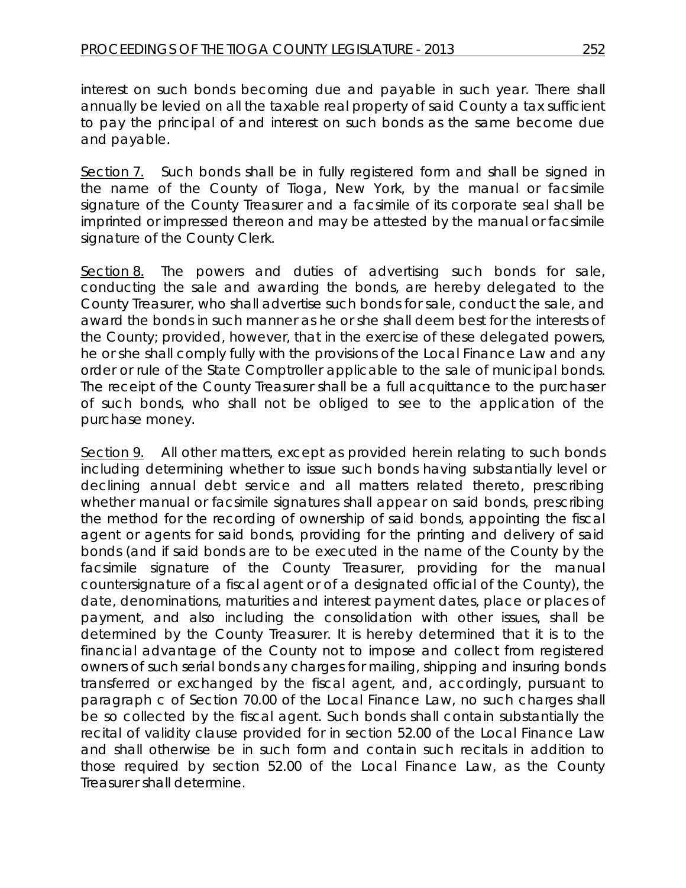interest on such bonds becoming due and payable in such year. There shall annually be levied on all the taxable real property of said County a tax sufficient to pay the principal of and interest on such bonds as the same become due and payable.

<u>Section 7.</u> Such bonds shall be in fully registered form and shall be signed in the name of the County of Tioga, New York, by the manual or facsimile signature of the County Treasurer and a facsimile of its corporate seal shall be imprinted or impressed thereon and may be attested by the manual or facsimile signature of the County Clerk.

<u>Section 8.</u> The powers and duties of advertising such bonds for sale, conducting the sale and awarding the bonds, are hereby delegated to the County Treasurer, who shall advertise such bonds for sale, conduct the sale, and award the bonds in such manner as he or she shall deem best for the interests of the County; provided, however, that in the exercise of these delegated powers, he or she shall comply fully with the provisions of the Local Finance Law and any order or rule of the State Comptroller applicable to the sale of municipal bonds. The receipt of the County Treasurer shall be a full acquittance to the purchaser of such bonds, who shall not be obliged to see to the application of the purchase money.

<u>Section 9.</u> All other matters, except as provided herein relating to such bonds including determining whether to issue such bonds having substantially level or declining annual debt service and all matters related thereto, prescribing whether manual or facsimile signatures shall appear on said bonds, prescribing the method for the recording of ownership of said bonds, appointing the fiscal agent or agents for said bonds, providing for the printing and delivery of said bonds (and if said bonds are to be executed in the name of the County by the facsimile signature of the County Treasurer, providing for the manual countersignature of a fiscal agent or of a designated official of the County), the date, denominations, maturities and interest payment dates, place or places of payment, and also including the consolidation with other issues, shall be determined by the County Treasurer. It is hereby determined that it is to the financial advantage of the County not to impose and collect from registered owners of such serial bonds any charges for mailing, shipping and insuring bonds transferred or exchanged by the fiscal agent, and, accordingly, pursuant to paragraph c of Section 70.00 of the Local Finance Law, no such charges shall be so collected by the fiscal agent. Such bonds shall contain substantially the recital of validity clause provided for in section 52.00 of the Local Finance Law and shall otherwise be in such form and contain such recitals in addition to those required by section 52.00 of the Local Finance Law, as the County Treasurer shall determine.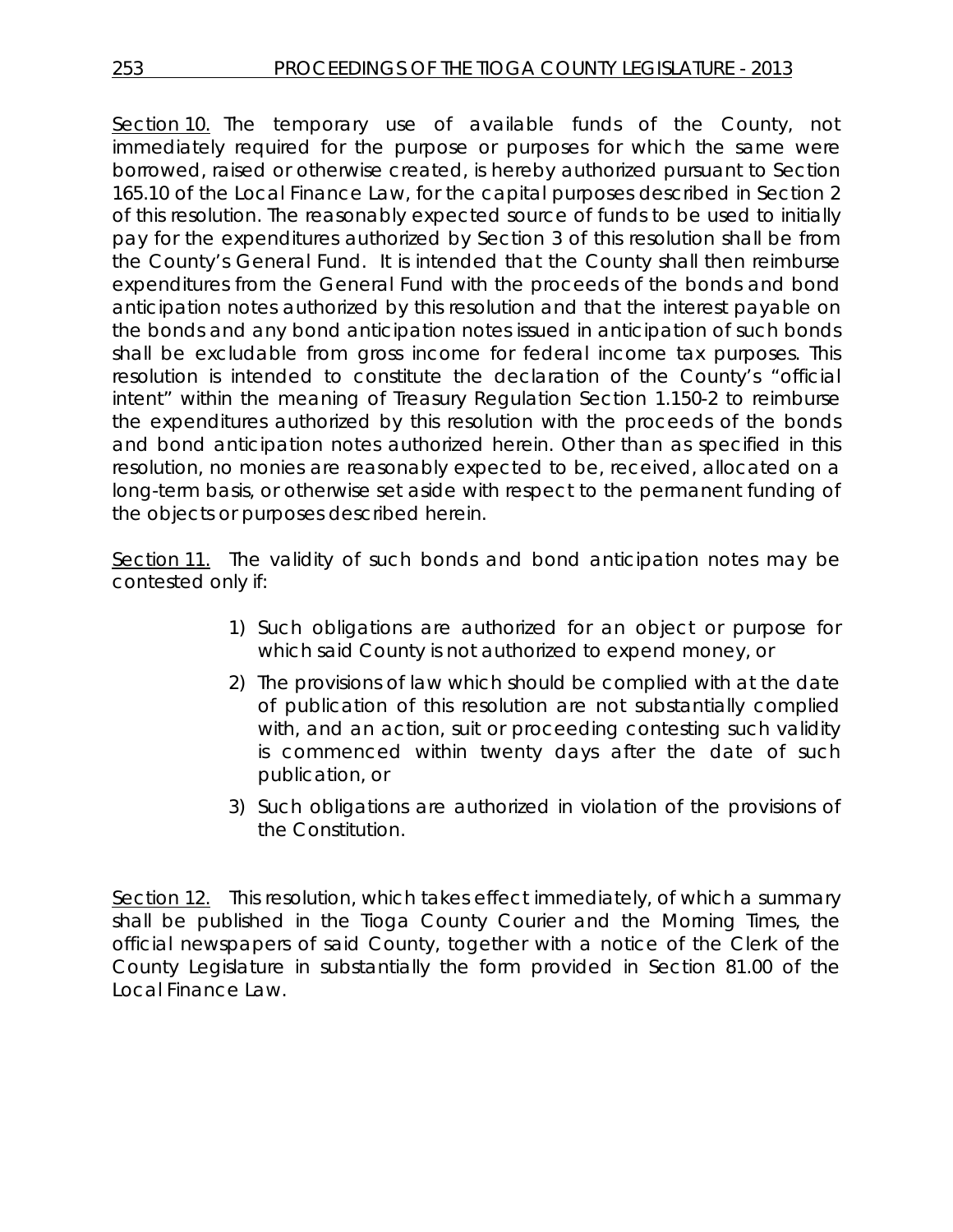Section 10. The temporary use of available funds of the County, not immediately required for the purpose or purposes for which the same were borrowed, raised or otherwise created, is hereby authorized pursuant to Section 165.10 of the Local Finance Law, for the capital purposes described in Section 2 of this resolution. The reasonably expected source of funds to be used to initially pay for the expenditures authorized by Section 3 of this resolution shall be from the County's General Fund. It is intended that the County shall then reimburse expenditures from the General Fund with the proceeds of the bonds and bond anticipation notes authorized by this resolution and that the interest payable on the bonds and any bond anticipation notes issued in anticipation of such bonds shall be excludable from gross income for federal income tax purposes. This resolution is intended to constitute the declaration of the County's "official intent" within the meaning of Treasury Regulation Section 1.150-2 to reimburse the expenditures authorized by this resolution with the proceeds of the bonds and bond anticipation notes authorized herein. Other than as specified in this resolution, no monies are reasonably expected to be, received, allocated on a long-term basis, or otherwise set aside with respect to the permanent funding of the objects or purposes described herein.

Section 11. The validity of such bonds and bond anticipation notes may be contested only if:

1) Such obligations are authorized for an object or purpose for which said County is not authorized to expend money, or
2) The provisions of law which should be complied with at the date of publication of this resolution are not substantially complied with, and an action, suit or proceeding contesting such validity is commenced within twenty days after the date of such publication, or
3) Such obligations are authorized in violation of the provisions of the Constitution.

Section 12. This resolution, which takes effect immediately, of which a summary shall be published in the Tioga County Courier and the Morning Times, the official newspapers of said County, together with a notice of the Clerk of the County Legislature in substantially the form provided in Section 81.00 of the Local Finance Law.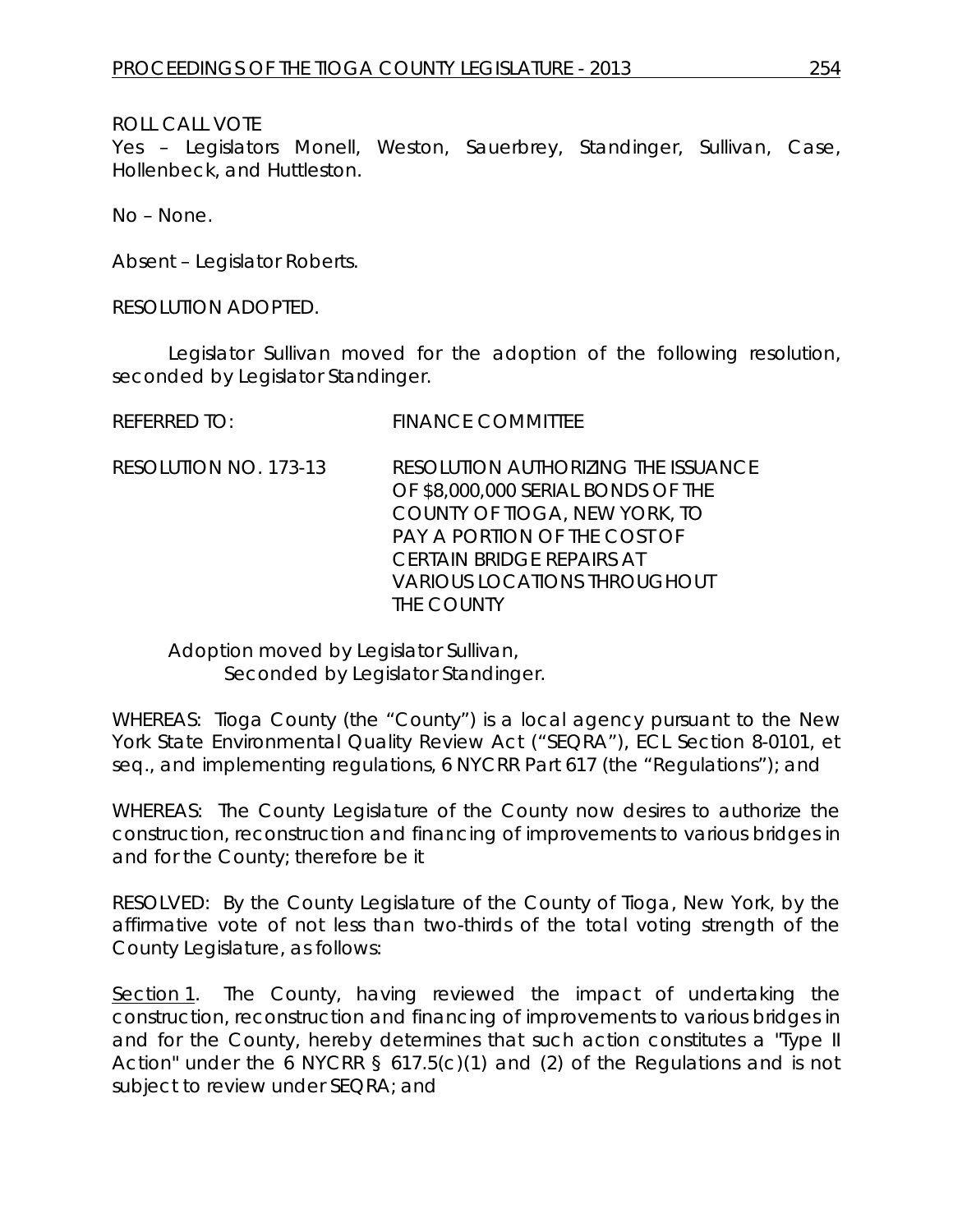ROLL CALL VOTE
Yes – Legislators Monell, Weston, Sauerbrey, Standinger, Sullivan, Case, Hollenbeck, and Huttleston.

No – None.

Absent – Legislator Roberts.

RESOLUTION ADOPTED.

Legislator Sullivan moved for the adoption of the following resolution, seconded by Legislator Standinger.

REFERRED TO: FINANCE COMMITTEE

RESOLUTION NO. 173-13 RESOLUTION AUTHORIZING THE ISSUANCE OF $8,000,000 SERIAL BONDS OF THE COUNTY OF TIOGA, NEW YORK, TO PAY A PORTION OF THE COST OF CERTAIN BRIDGE REPAIRS AT VARIOUS LOCATIONS THROUGHOUT THE COUNTY

Adoption moved by Legislator Sullivan,
Seconded by Legislator Standinger.

WHEREAS: Tioga County (the "County") is a local agency pursuant to the New York State Environmental Quality Review Act ("SEQRA"), ECL Section 8-0101, et seq., and implementing regulations, 6 NYCRR Part 617 (the "Regulations"); and

WHEREAS: The County Legislature of the County now desires to authorize the construction, reconstruction and financing of improvements to various bridges in and for the County; therefore be it

RESOLVED: By the County Legislature of the County of Tioga, New York, by the affirmative vote of not less than two-thirds of the total voting strength of the County Legislature, as follows:

Section 1. The County, having reviewed the impact of undertaking the construction, reconstruction and financing of improvements to various bridges in and for the County, hereby determines that such action constitutes a "Type II Action" under the 6 NYCRR § 617.5(c)(1) and (2) of the Regulations and is not subject to review under SEQRA; and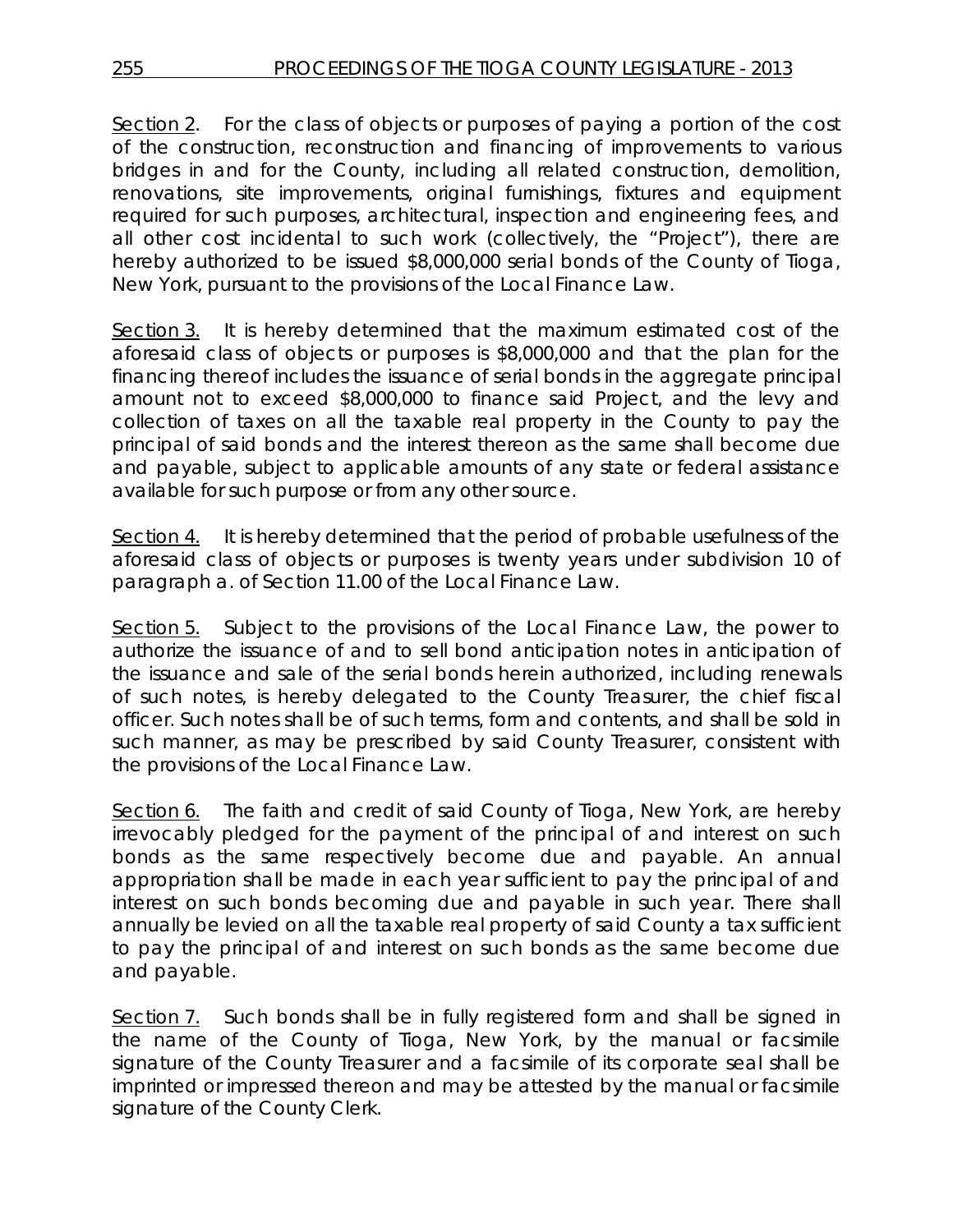Section 2. For the class of objects or purposes of paying a portion of the cost of the construction, reconstruction and financing of improvements to various bridges in and for the County, including all related construction, demolition, renovations, site improvements, original furnishings, fixtures and equipment required for such purposes, architectural, inspection and engineering fees, and all other cost incidental to such work (collectively, the "Project"), there are hereby authorized to be issued $8,000,000 serial bonds of the County of Tioga, New York, pursuant to the provisions of the Local Finance Law.

Section 3. It is hereby determined that the maximum estimated cost of the aforesaid class of objects or purposes is $8,000,000 and that the plan for the financing thereof includes the issuance of serial bonds in the aggregate principal amount not to exceed $8,000,000 to finance said Project, and the levy and collection of taxes on all the taxable real property in the County to pay the principal of said bonds and the interest thereon as the same shall become due and payable, subject to applicable amounts of any state or federal assistance available for such purpose or from any other source.

Section 4. It is hereby determined that the period of probable usefulness of the aforesaid class of objects or purposes is twenty years under subdivision 10 of paragraph a. of Section 11.00 of the Local Finance Law.

Section 5. Subject to the provisions of the Local Finance Law, the power to authorize the issuance of and to sell bond anticipation notes in anticipation of the issuance and sale of the serial bonds herein authorized, including renewals of such notes, is hereby delegated to the County Treasurer, the chief fiscal officer. Such notes shall be of such terms, form and contents, and shall be sold in such manner, as may be prescribed by said County Treasurer, consistent with the provisions of the Local Finance Law.

Section 6. The faith and credit of said County of Tioga, New York, are hereby irrevocably pledged for the payment of the principal of and interest on such bonds as the same respectively become due and payable. An annual appropriation shall be made in each year sufficient to pay the principal of and interest on such bonds becoming due and payable in such year. There shall annually be levied on all the taxable real property of said County a tax sufficient to pay the principal of and interest on such bonds as the same become due and payable.

Section 7. Such bonds shall be in fully registered form and shall be signed in the name of the County of Tioga, New York, by the manual or facsimile signature of the County Treasurer and a facsimile of its corporate seal shall be imprinted or impressed thereon and may be attested by the manual or facsimile signature of the County Clerk.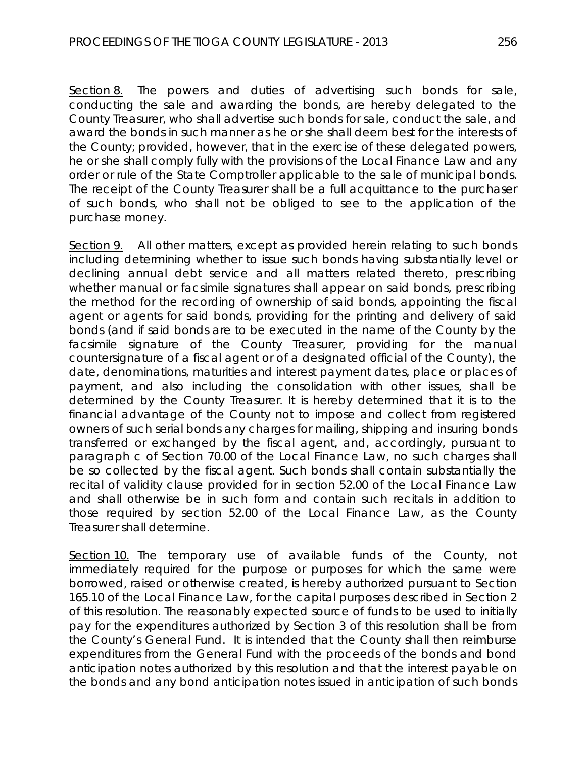Section 8. The powers and duties of advertising such bonds for sale, conducting the sale and awarding the bonds, are hereby delegated to the County Treasurer, who shall advertise such bonds for sale, conduct the sale, and award the bonds in such manner as he or she shall deem best for the interests of the County; provided, however, that in the exercise of these delegated powers, he or she shall comply fully with the provisions of the Local Finance Law and any order or rule of the State Comptroller applicable to the sale of municipal bonds. The receipt of the County Treasurer shall be a full acquittance to the purchaser of such bonds, who shall not be obliged to see to the application of the purchase money.

Section 9. All other matters, except as provided herein relating to such bonds including determining whether to issue such bonds having substantially level or declining annual debt service and all matters related thereto, prescribing whether manual or facsimile signatures shall appear on said bonds, prescribing the method for the recording of ownership of said bonds, appointing the fiscal agent or agents for said bonds, providing for the printing and delivery of said bonds (and if said bonds are to be executed in the name of the County by the facsimile signature of the County Treasurer, providing for the manual countersignature of a fiscal agent or of a designated official of the County), the date, denominations, maturities and interest payment dates, place or places of payment, and also including the consolidation with other issues, shall be determined by the County Treasurer. It is hereby determined that it is to the financial advantage of the County not to impose and collect from registered owners of such serial bonds any charges for mailing, shipping and insuring bonds transferred or exchanged by the fiscal agent, and, accordingly, pursuant to paragraph c of Section 70.00 of the Local Finance Law, no such charges shall be so collected by the fiscal agent. Such bonds shall contain substantially the recital of validity clause provided for in section 52.00 of the Local Finance Law and shall otherwise be in such form and contain such recitals in addition to those required by section 52.00 of the Local Finance Law, as the County Treasurer shall determine.

Section 10. The temporary use of available funds of the County, not immediately required for the purpose or purposes for which the same were borrowed, raised or otherwise created, is hereby authorized pursuant to Section 165.10 of the Local Finance Law, for the capital purposes described in Section 2 of this resolution. The reasonably expected source of funds to be used to initially pay for the expenditures authorized by Section 3 of this resolution shall be from the County's General Fund. It is intended that the County shall then reimburse expenditures from the General Fund with the proceeds of the bonds and bond anticipation notes authorized by this resolution and that the interest payable on the bonds and any bond anticipation notes issued in anticipation of such bonds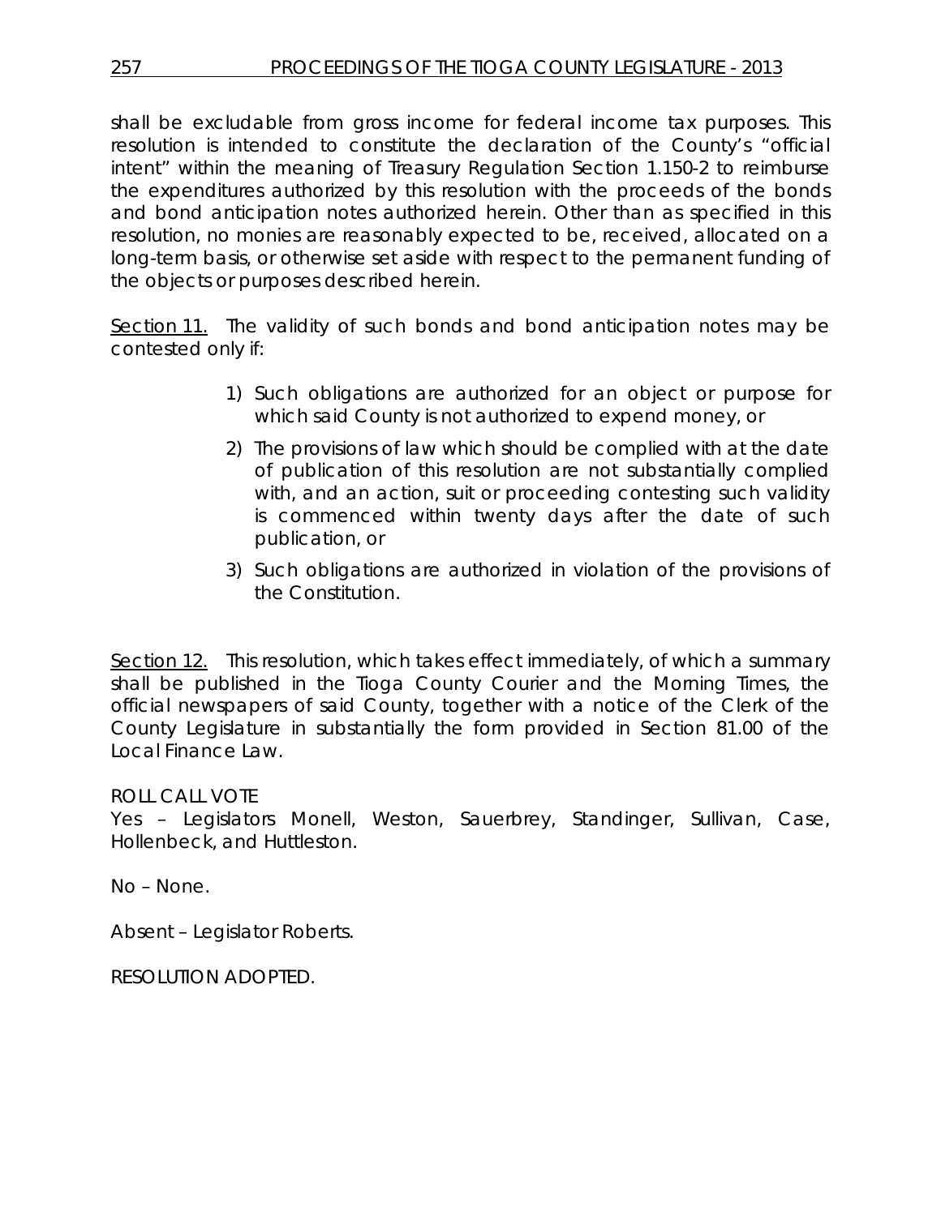shall be excludable from gross income for federal income tax purposes. This resolution is intended to constitute the declaration of the County's "official intent" within the meaning of Treasury Regulation Section 1.150-2 to reimburse the expenditures authorized by this resolution with the proceeds of the bonds and bond anticipation notes authorized herein. Other than as specified in this resolution, no monies are reasonably expected to be, received, allocated on a long-term basis, or otherwise set aside with respect to the permanent funding of the objects or purposes described herein.

Section 11. The validity of such bonds and bond anticipation notes may be contested only if:

1) Such obligations are authorized for an object or purpose for which said County is not authorized to expend money, or
2) The provisions of law which should be complied with at the date of publication of this resolution are not substantially complied with, and an action, suit or proceeding contesting such validity is commenced within twenty days after the date of such publication, or
3) Such obligations are authorized in violation of the provisions of the Constitution.

Section 12. This resolution, which takes effect immediately, of which a summary shall be published in the Tioga County Courier and the Morning Times, the official newspapers of said County, together with a notice of the Clerk of the County Legislature in substantially the form provided in Section 81.00 of the Local Finance Law.

ROLL CALL VOTE
Yes – Legislators Monell, Weston, Sauerbrey, Standinger, Sullivan, Case, Hollenbeck, and Huttleston.

No – None.

Absent – Legislator Roberts.

RESOLUTION ADOPTED.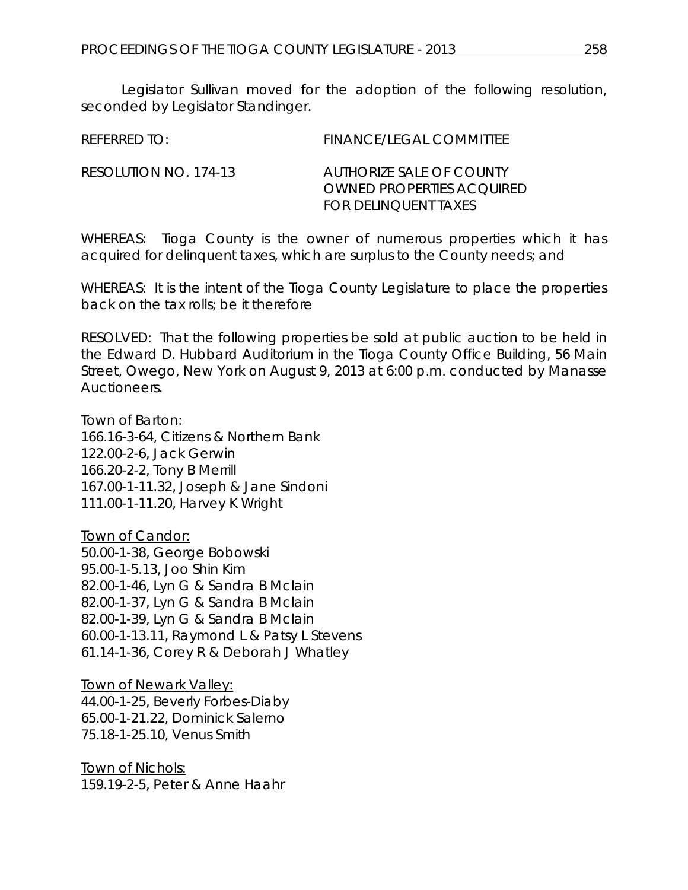Legislator Sullivan moved for the adoption of the following resolution, seconded by Legislator Standinger.

REFERRED TO: FINANCE/LEGAL COMMITTEE

RESOLUTION NO. 174-13 AUTHORIZE SALE OF COUNTY OWNED PROPERTIES ACQUIRED FOR DELINQUENT TAXES

WHEREAS: Tioga County is the owner of numerous properties which it has acquired for delinquent taxes, which are surplus to the County needs; and

WHEREAS: It is the intent of the Tioga County Legislature to place the properties back on the tax rolls; be it therefore

RESOLVED: That the following properties be sold at public auction to be held in the Edward D. Hubbard Auditorium in the Tioga County Office Building, 56 Main Street, Owego, New York on August 9, 2013 at 6:00 p.m. conducted by Manasse Auctioneers.

<u>Town of Barton</u>:
166.16-3-64, Citizens & Northern Bank
122.00-2-6, Jack Gerwin
166.20-2-2, Tony B Merrill
167.00-1-11.32, Joseph & Jane Sindoni
111.00-1-11.20, Harvey K Wright

<u>Town of Candor:</u>
50.00-1-38, George Bobowski
95.00-1-5.13, Joo Shin Kim
82.00-1-46, Lyn G & Sandra B Mclain
82.00-1-37, Lyn G & Sandra B Mclain
82.00-1-39, Lyn G & Sandra B Mclain
60.00-1-13.11, Raymond L & Patsy L Stevens
61.14-1-36, Corey R & Deborah J Whatley

<u>Town of Newark Valley:</u>
44.00-1-25, Beverly Forbes-Diaby
65.00-1-21.22, Dominick Salerno
75.18-1-25.10, Venus Smith

<u>Town of Nichols:</u>
159.19-2-5, Peter & Anne Haahr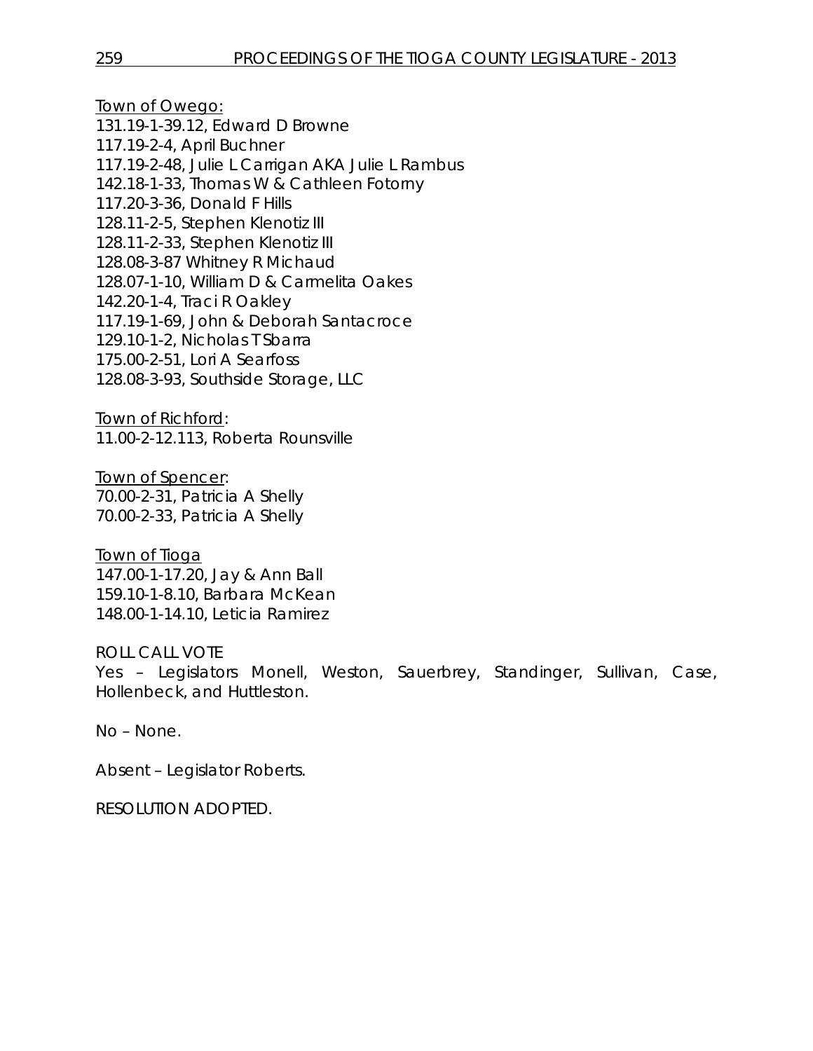Town of Owego:
131.19-1-39.12, Edward D Browne
117.19-2-4, April Buchner
117.19-2-48, Julie L Carrigan AKA Julie L Rambus
142.18-1-33, Thomas W & Cathleen Fotorny
117.20-3-36, Donald F Hills
128.11-2-5, Stephen Klenotiz III
128.11-2-33, Stephen Klenotiz III
128.08-3-87 Whitney R Michaud
128.07-1-10, William D & Carmelita Oakes
142.20-1-4, Traci R Oakley
117.19-1-69, John & Deborah Santacroce
129.10-1-2, Nicholas T Sbarra
175.00-2-51, Lori A Searfoss
128.08-3-93, Southside Storage, LLC

Town of Richford:
11.00-2-12.113, Roberta Rounsville

Town of Spencer:
70.00-2-31, Patricia A Shelly
70.00-2-33, Patricia A Shelly

Town of Tioga
147.00-1-17.20, Jay & Ann Ball
159.10-1-8.10, Barbara McKean
148.00-1-14.10, Leticia Ramirez

ROLL CALL VOTE
Yes – Legislators Monell, Weston, Sauerbrey, Standinger, Sullivan, Case, Hollenbeck, and Huttleston.

No – None.

Absent – Legislator Roberts.

RESOLUTION ADOPTED.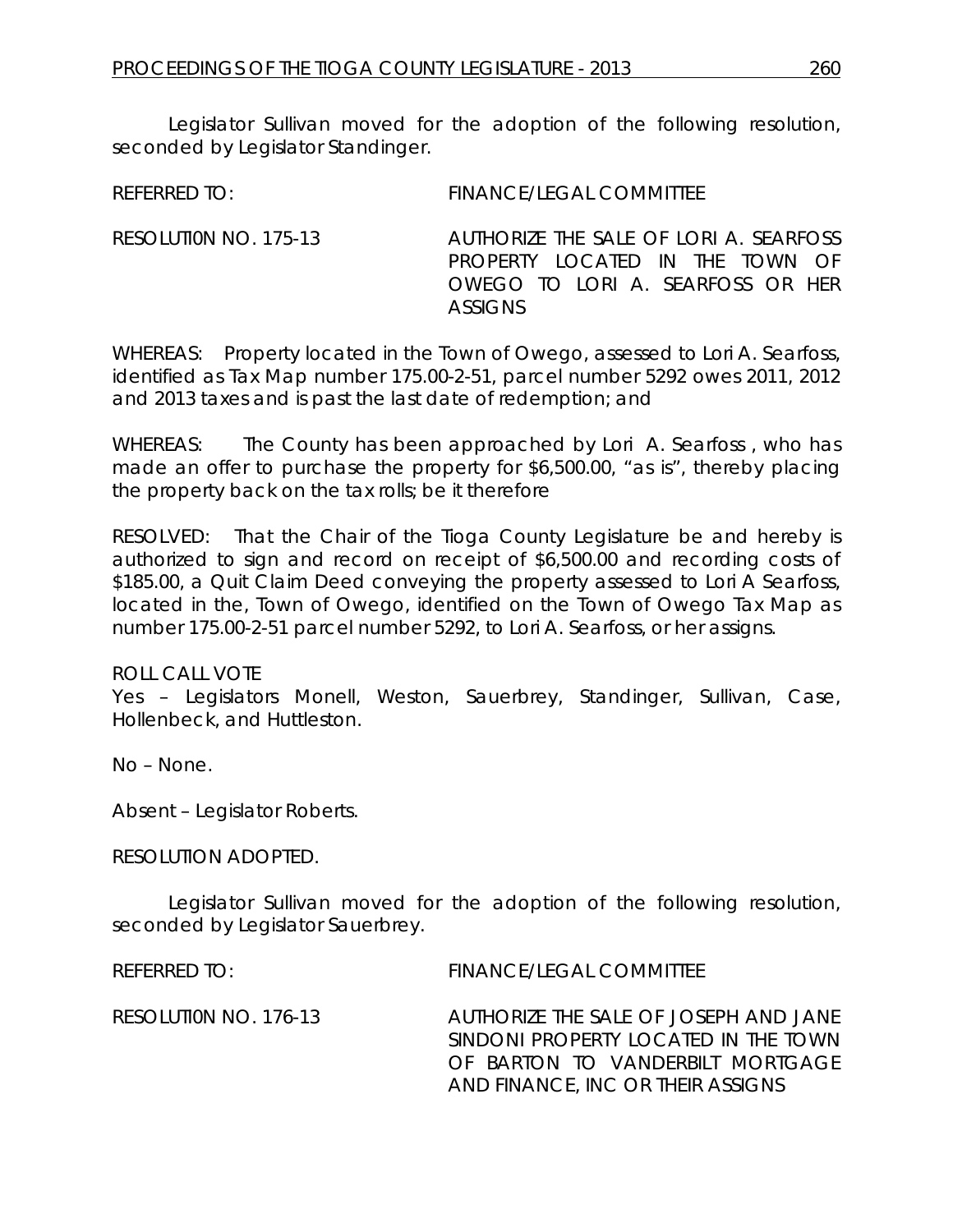Legislator Sullivan moved for the adoption of the following resolution, seconded by Legislator Standinger.

REFERRED TO: FINANCE/LEGAL COMMITTEE

RESOLUTI0N NO. 175-13 AUTHORIZE THE SALE OF LORI A. SEARFOSS PROPERTY LOCATED IN THE TOWN OF OWEGO TO LORI A. SEARFOSS OR HER ASSIGNS

WHEREAS: Property located in the Town of Owego, assessed to Lori A. Searfoss, identified as Tax Map number 175.00-2-51, parcel number 5292 owes 2011, 2012 and 2013 taxes and is past the last date of redemption; and

WHEREAS: The County has been approached by Lori A. Searfoss , who has made an offer to purchase the property for $6,500.00, "as is", thereby placing the property back on the tax rolls; be it therefore

RESOLVED: That the Chair of the Tioga County Legislature be and hereby is authorized to sign and record on receipt of $6,500.00 and recording costs of $185.00, a Quit Claim Deed conveying the property assessed to Lori A Searfoss, located in the, Town of Owego, identified on the Town of Owego Tax Map as number 175.00-2-51 parcel number 5292, to Lori A. Searfoss, or her assigns.

ROLL CALL VOTE
Yes – Legislators Monell, Weston, Sauerbrey, Standinger, Sullivan, Case, Hollenbeck, and Huttleston.

No – None.

Absent – Legislator Roberts.

RESOLUTION ADOPTED.

Legislator Sullivan moved for the adoption of the following resolution, seconded by Legislator Sauerbrey.

REFERRED TO: FINANCE/LEGAL COMMITTEE

RESOLUTI0N NO. 176-13 AUTHORIZE THE SALE OF JOSEPH AND JANE SINDONI PROPERTY LOCATED IN THE TOWN OF BARTON TO VANDERBILT MORTGAGE AND FINANCE, INC OR THEIR ASSIGNS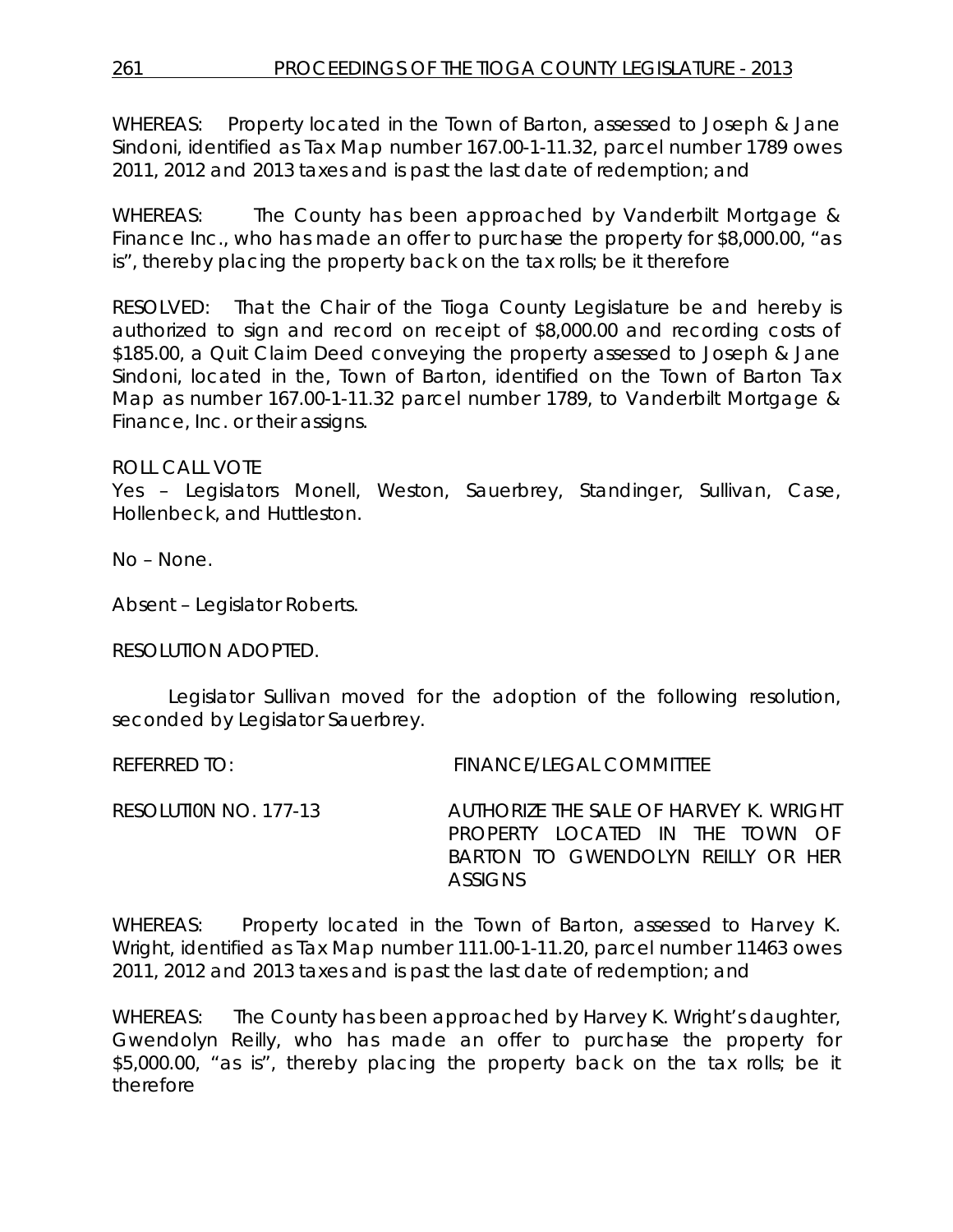WHEREAS: Property located in the Town of Barton, assessed to Joseph & Jane Sindoni, identified as Tax Map number 167.00-1-11.32, parcel number 1789 owes 2011, 2012 and 2013 taxes and is past the last date of redemption; and

WHEREAS: The County has been approached by Vanderbilt Mortgage & Finance Inc., who has made an offer to purchase the property for $8,000.00, "as is", thereby placing the property back on the tax rolls; be it therefore

RESOLVED: That the Chair of the Tioga County Legislature be and hereby is authorized to sign and record on receipt of $8,000.00 and recording costs of $185.00, a Quit Claim Deed conveying the property assessed to Joseph & Jane Sindoni, located in the, Town of Barton, identified on the Town of Barton Tax Map as number 167.00-1-11.32 parcel number 1789, to Vanderbilt Mortgage & Finance, Inc. or their assigns.

ROLL CALL VOTE
Yes – Legislators Monell, Weston, Sauerbrey, Standinger, Sullivan, Case, Hollenbeck, and Huttleston.

No – None.

Absent – Legislator Roberts.

RESOLUTION ADOPTED.

Legislator Sullivan moved for the adoption of the following resolution, seconded by Legislator Sauerbrey.

REFERRED TO: FINANCE/LEGAL COMMITTEE

RESOLUTI0N NO. 177-13 AUTHORIZE THE SALE OF HARVEY K. WRIGHT PROPERTY LOCATED IN THE TOWN OF BARTON TO GWENDOLYN REILLY OR HER ASSIGNS

WHEREAS: Property located in the Town of Barton, assessed to Harvey K. Wright, identified as Tax Map number 111.00-1-11.20, parcel number 11463 owes 2011, 2012 and 2013 taxes and is past the last date of redemption; and

WHEREAS: The County has been approached by Harvey K. Wright's daughter, Gwendolyn Reilly, who has made an offer to purchase the property for $5,000.00, "as is", thereby placing the property back on the tax rolls; be it therefore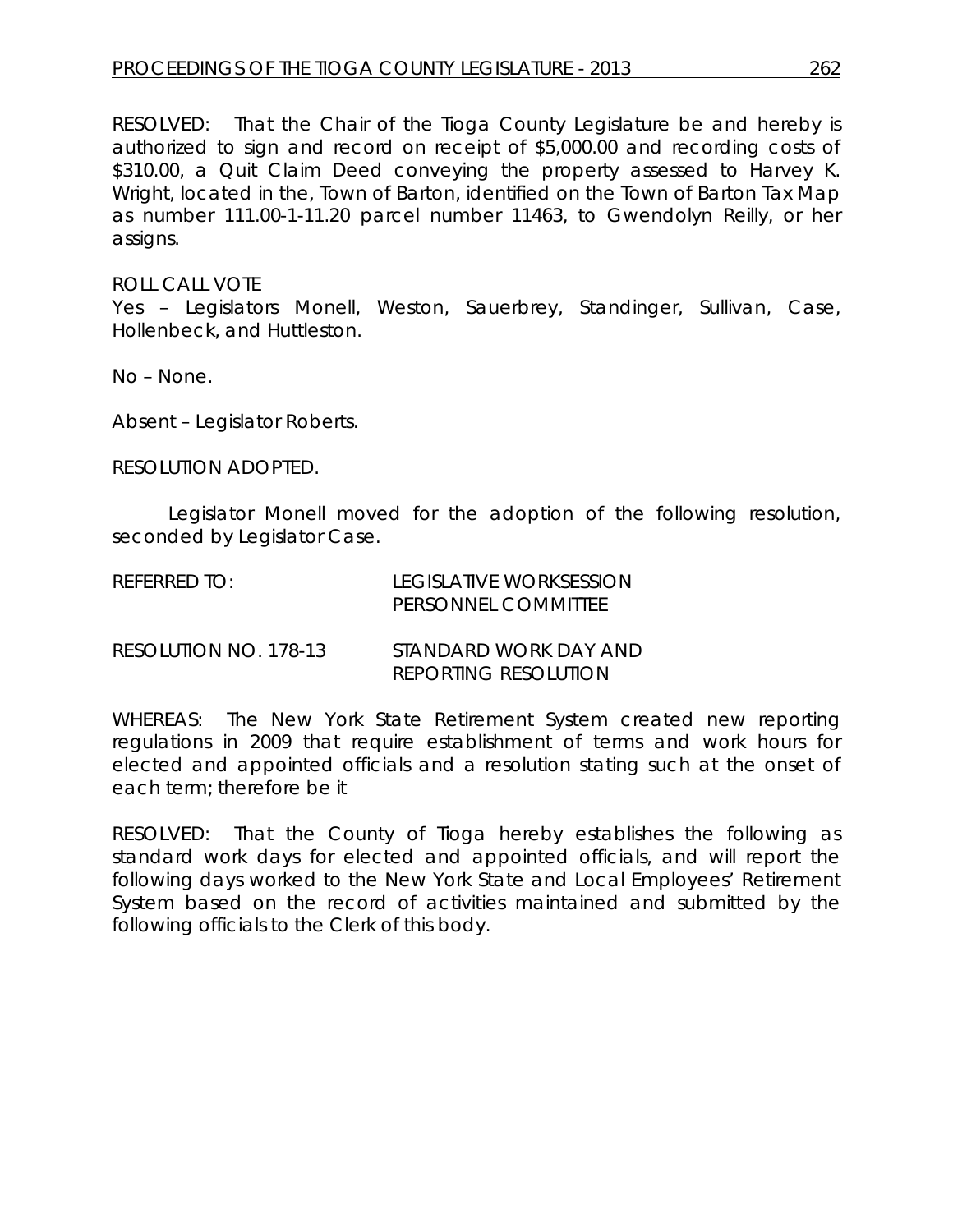RESOLVED: That the Chair of the Tioga County Legislature be and hereby is authorized to sign and record on receipt of $5,000.00 and recording costs of $310.00, a Quit Claim Deed conveying the property assessed to Harvey K. Wright, located in the, Town of Barton, identified on the Town of Barton Tax Map as number 111.00-1-11.20 parcel number 11463, to Gwendolyn Reilly, or her assigns.

ROLL CALL VOTE

Yes – Legislators Monell, Weston, Sauerbrey, Standinger, Sullivan, Case, Hollenbeck, and Huttleston.

No – None.

Absent – Legislator Roberts.

RESOLUTION ADOPTED.

Legislator Monell moved for the adoption of the following resolution, seconded by Legislator Case.

REFERRED TO: LEGISLATIVE WORKSESSION PERSONNEL COMMITTEE

RESOLUTION NO. 178-13 STANDARD WORK DAY AND REPORTING RESOLUTION

WHEREAS: The New York State Retirement System created new reporting regulations in 2009 that require establishment of terms and work hours for elected and appointed officials and a resolution stating such at the onset of each term; therefore be it

RESOLVED: That the County of Tioga hereby establishes the following as standard work days for elected and appointed officials, and will report the following days worked to the New York State and Local Employees' Retirement System based on the record of activities maintained and submitted by the following officials to the Clerk of this body.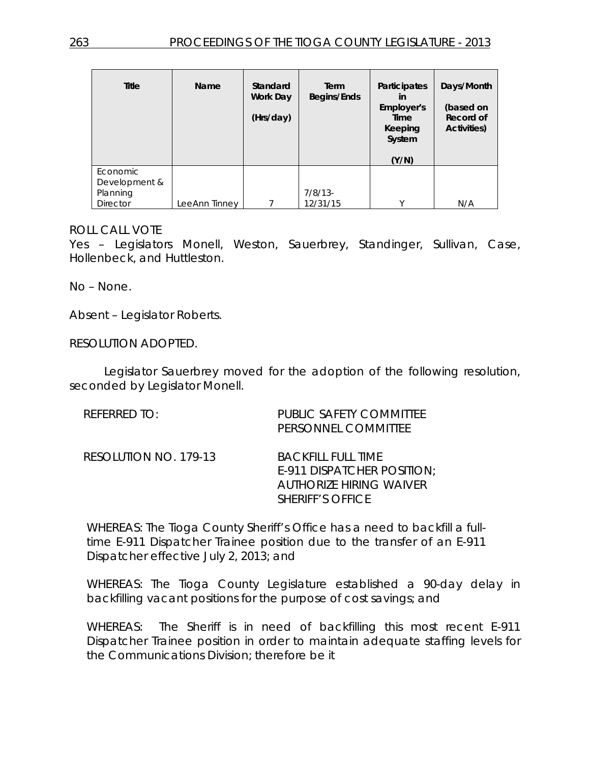| Title | Name | Standard Work Day (Hrs/day) | Term Begins/Ends | Participates in Employer's Time Keeping System (Y/N) | Days/Month (based on Record of Activities) |
|---|---|---|---|---|---|
| Economic Development & Planning Director | LeeAnn Tinney | 7 | 7/8/13-12/31/15 | Y | N/A |

ROLL CALL VOTE
Yes – Legislators Monell, Weston, Sauerbrey, Standinger, Sullivan, Case, Hollenbeck, and Huttleston.

No – None.

Absent – Legislator Roberts.

RESOLUTION ADOPTED.

Legislator Sauerbrey moved for the adoption of the following resolution, seconded by Legislator Monell.

REFERRED TO: PUBLIC SAFETY COMMITTEE
PERSONNEL COMMITTEE

RESOLUTION NO. 179-13 BACKFILL FULL TIME
E-911 DISPATCHER POSITION;
AUTHORIZE HIRING WAIVER
SHERIFF'S OFFICE

WHEREAS: The Tioga County Sheriff's Office has a need to backfill a full-time E-911 Dispatcher Trainee position due to the transfer of an E-911 Dispatcher effective July 2, 2013; and

WHEREAS: The Tioga County Legislature established a 90-day delay in backfilling vacant positions for the purpose of cost savings; and

WHEREAS: The Sheriff is in need of backfilling this most recent E-911 Dispatcher Trainee position in order to maintain adequate staffing levels for the Communications Division; therefore be it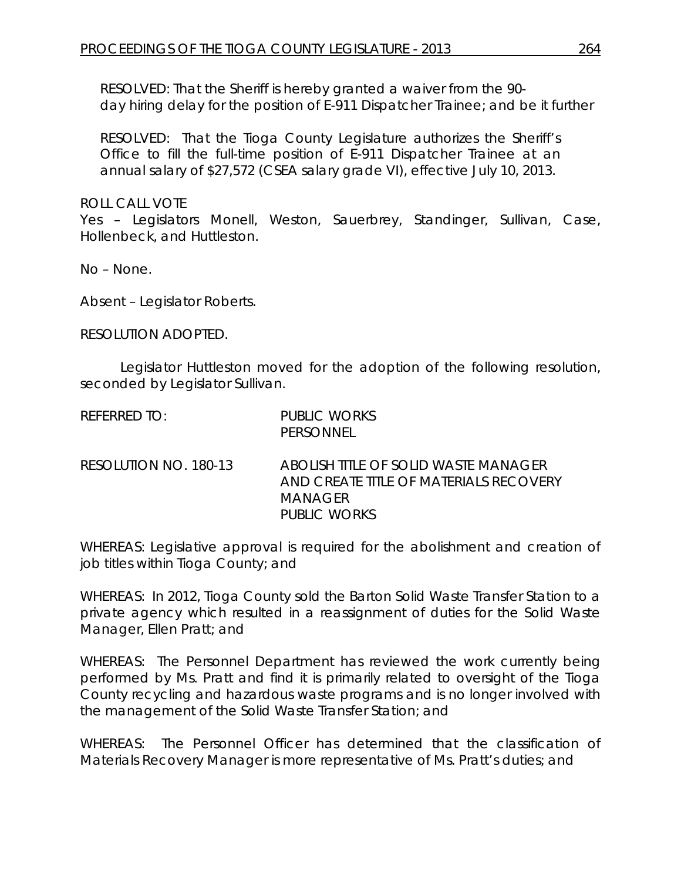RESOLVED: That the Sheriff is hereby granted a waiver from the 90-day hiring delay for the position of E-911 Dispatcher Trainee; and be it further

RESOLVED: That the Tioga County Legislature authorizes the Sheriff's Office to fill the full-time position of E-911 Dispatcher Trainee at an annual salary of $27,572 (CSEA salary grade VI), effective July 10, 2013.

ROLL CALL VOTE
Yes – Legislators Monell, Weston, Sauerbrey, Standinger, Sullivan, Case, Hollenbeck, and Huttleston.

No – None.

Absent – Legislator Roberts.

RESOLUTION ADOPTED.

Legislator Huttleston moved for the adoption of the following resolution, seconded by Legislator Sullivan.

REFERRED TO: PUBLIC WORKS
PERSONNEL

RESOLUTION NO. 180-13 ABOLISH TITLE OF SOLID WASTE MANAGER AND CREATE TITLE OF MATERIALS RECOVERY MANAGER
PUBLIC WORKS

WHEREAS: Legislative approval is required for the abolishment and creation of job titles within Tioga County; and

WHEREAS: In 2012, Tioga County sold the Barton Solid Waste Transfer Station to a private agency which resulted in a reassignment of duties for the Solid Waste Manager, Ellen Pratt; and

WHEREAS: The Personnel Department has reviewed the work currently being performed by Ms. Pratt and find it is primarily related to oversight of the Tioga County recycling and hazardous waste programs and is no longer involved with the management of the Solid Waste Transfer Station; and

WHEREAS: The Personnel Officer has determined that the classification of Materials Recovery Manager is more representative of Ms. Pratt's duties; and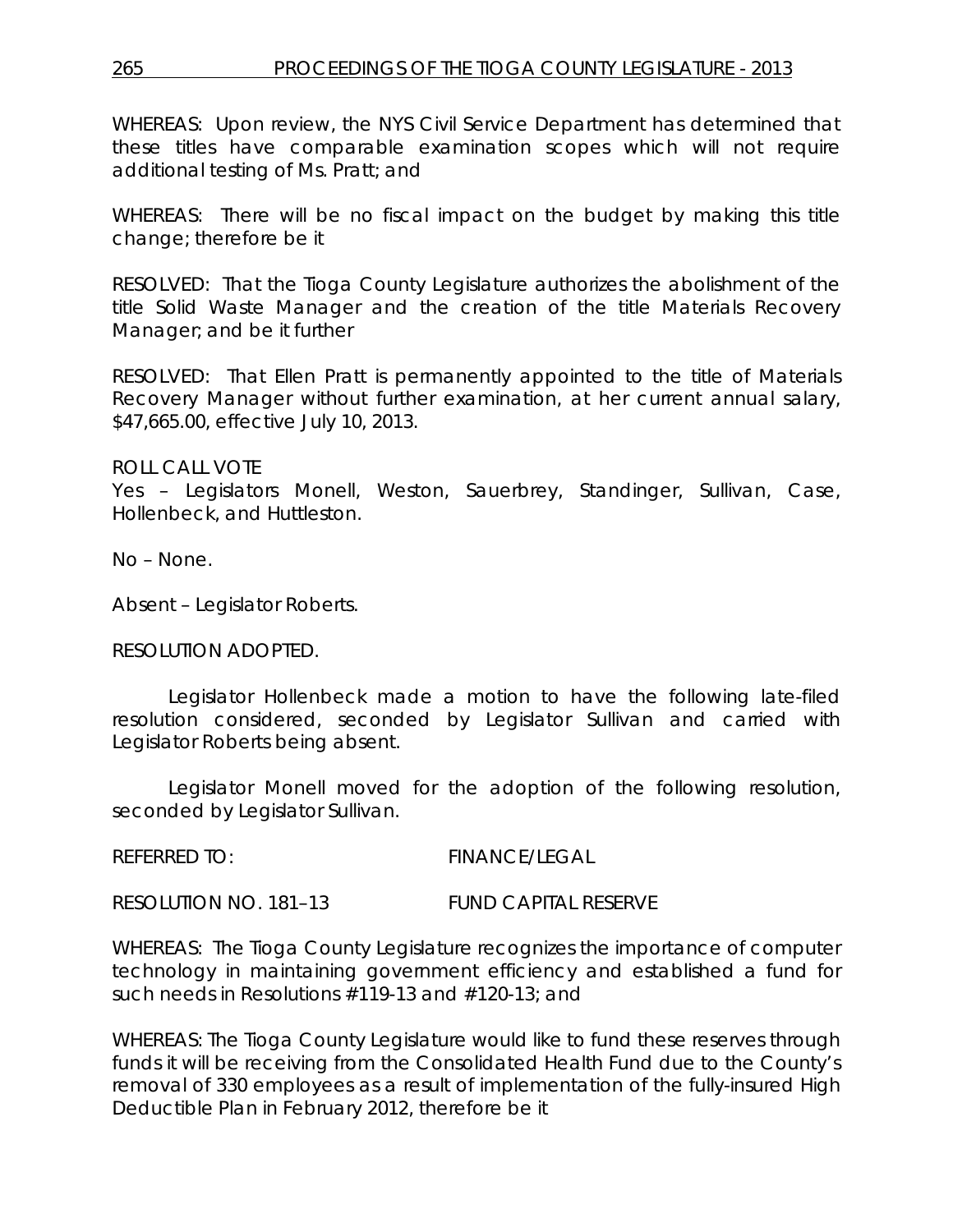WHEREAS: Upon review, the NYS Civil Service Department has determined that these titles have comparable examination scopes which will not require additional testing of Ms. Pratt; and

WHEREAS: There will be no fiscal impact on the budget by making this title change; therefore be it

RESOLVED: That the Tioga County Legislature authorizes the abolishment of the title Solid Waste Manager and the creation of the title Materials Recovery Manager; and be it further

RESOLVED: That Ellen Pratt is permanently appointed to the title of Materials Recovery Manager without further examination, at her current annual salary, $47,665.00, effective July 10, 2013.

ROLL CALL VOTE
Yes – Legislators Monell, Weston, Sauerbrey, Standinger, Sullivan, Case, Hollenbeck, and Huttleston.

No – None.

Absent – Legislator Roberts.

RESOLUTION ADOPTED.

Legislator Hollenbeck made a motion to have the following late-filed resolution considered, seconded by Legislator Sullivan and carried with Legislator Roberts being absent.

Legislator Monell moved for the adoption of the following resolution, seconded by Legislator Sullivan.

REFERRED TO: FINANCE/LEGAL

RESOLUTION NO. 181–13 FUND CAPITAL RESERVE

WHEREAS: The Tioga County Legislature recognizes the importance of computer technology in maintaining government efficiency and established a fund for such needs in Resolutions #119-13 and #120-13; and

WHEREAS: The Tioga County Legislature would like to fund these reserves through funds it will be receiving from the Consolidated Health Fund due to the County's removal of 330 employees as a result of implementation of the fully-insured High Deductible Plan in February 2012, therefore be it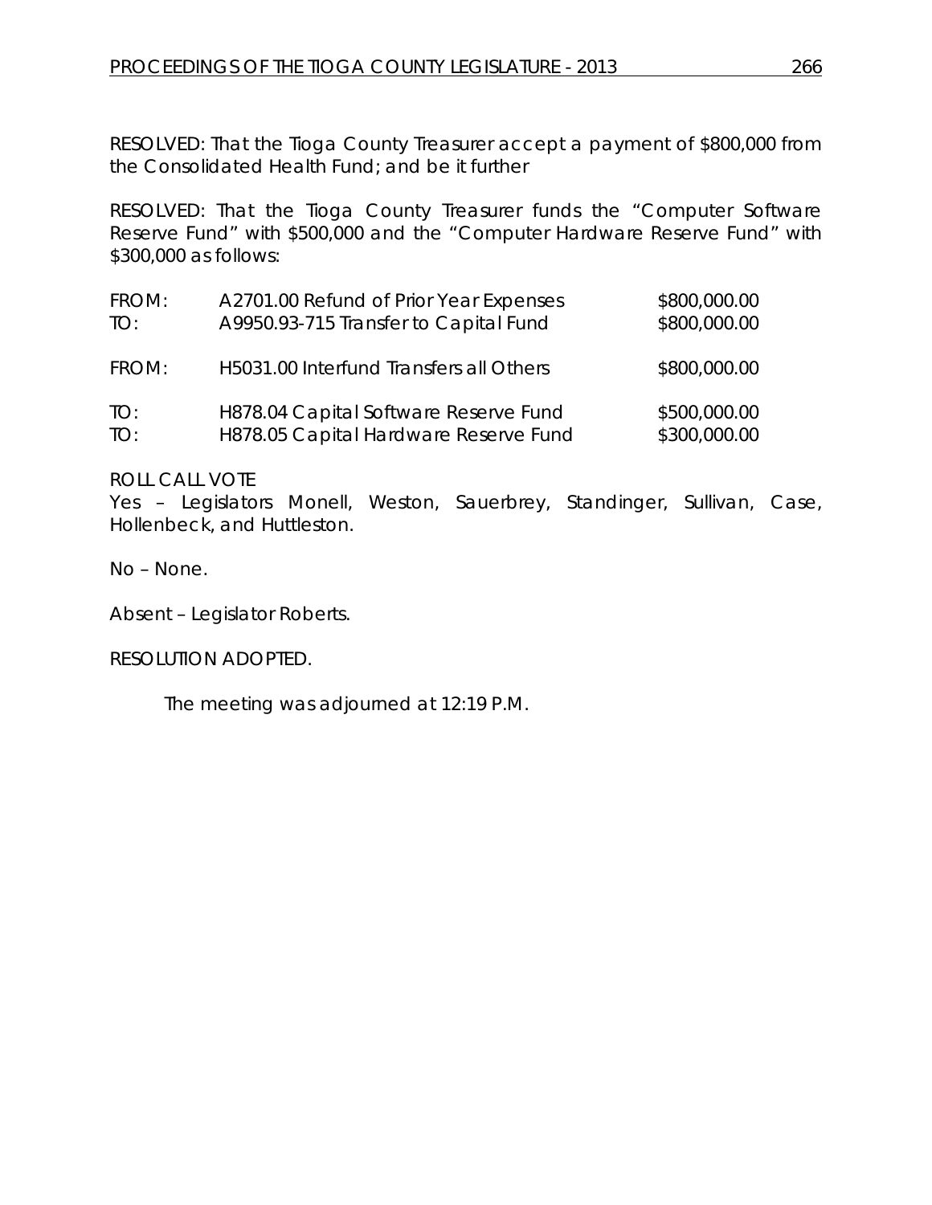RESOLVED: That the Tioga County Treasurer accept a payment of $800,000 from the Consolidated Health Fund; and be it further

RESOLVED: That the Tioga County Treasurer funds the "Computer Software Reserve Fund" with $500,000 and the "Computer Hardware Reserve Fund" with $300,000 as follows:

| | | |
|---|---|---|
| FROM: | A2701.00 Refund of Prior Year Expenses | $800,000.00 |
| TO: | A9950.93-715 Transfer to Capital Fund | $800,000.00 |
| FROM: | H5031.00 Interfund Transfers all Others | $800,000.00 |
| TO: | H878.04 Capital Software Reserve Fund | $500,000.00 |
| TO: | H878.05 Capital Hardware Reserve Fund | $300,000.00 |

ROLL CALL VOTE
Yes – Legislators Monell, Weston, Sauerbrey, Standinger, Sullivan, Case, Hollenbeck, and Huttleston.

No – None.

Absent – Legislator Roberts.

RESOLUTION ADOPTED.

The meeting was adjourned at 12:19 P.M.